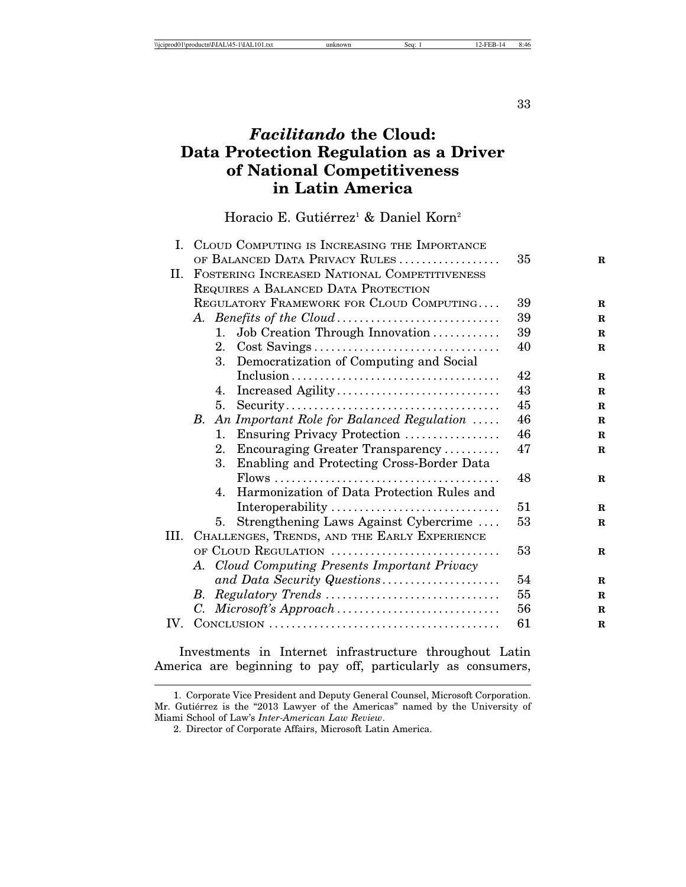# *Facilitando* the Cloud: Data Protection Regulation as a Driver of National Competitiveness in Latin America

Horacio E. Gutiérrez[1] & Daniel Korn[2]

| | | |
|---|---|---|
| I. | CLOUD COMPUTING IS INCREASING THE IMPORTANCE OF BALANCED DATA PRIVACY RULES | 35 |
| II. | FOSTERING INCREASED NATIONAL COMPETITIVENESS REQUIRES A BALANCED DATA PROTECTION REGULATORY FRAMEWORK FOR CLOUD COMPUTING | 39 |
| | A. *Benefits of the Cloud* | 39 |
| | 1. Job Creation Through Innovation | 39 |
| | 2. Cost Savings | 40 |
| | 3. Democratization of Computing and Social Inclusion | 42 |
| | 4. Increased Agility | 43 |
| | 5. Security | 45 |
| | B. *An Important Role for Balanced Regulation* | 46 |
| | 1. Ensuring Privacy Protection | 46 |
| | 2. Encouraging Greater Transparency | 47 |
| | 3. Enabling and Protecting Cross-Border Data Flows | 48 |
| | 4. Harmonization of Data Protection Rules and Interoperability | 51 |
| | 5. Strengthening Laws Against Cybercrime | 53 |
| III. | CHALLENGES, TRENDS, AND THE EARLY EXPERIENCE OF CLOUD REGULATION | 53 |
| | A. *Cloud Computing Presents Important Privacy and Data Security Questions* | 54 |
| | B. *Regulatory Trends* | 55 |
| | C. *Microsoft's Approach* | 56 |
| IV. | CONCLUSION | 61 |

Investments in Internet infrastructure throughout Latin America are beginning to pay off, particularly as consumers,

1. Corporate Vice President and Deputy General Counsel, Microsoft Corporation. Mr. Gutiérrez is the "2013 Lawyer of the Americas" named by the University of Miami School of Law's *Inter-American Law Review*.

2. Director of Corporate Affairs, Microsoft Latin America.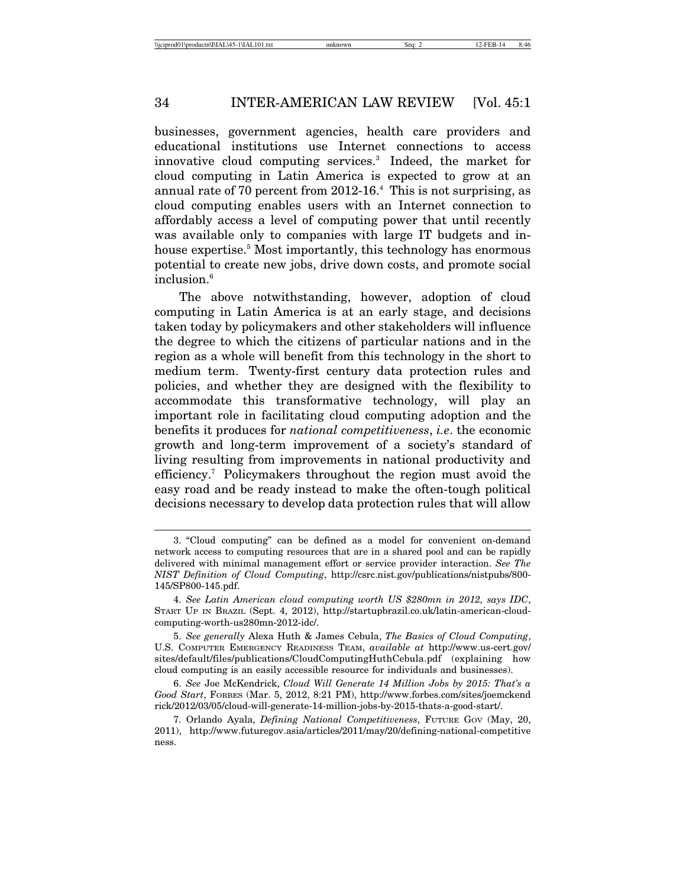businesses, government agencies, health care providers and educational institutions use Internet connections to access innovative cloud computing services.[3] Indeed, the market for cloud computing in Latin America is expected to grow at an annual rate of 70 percent from 2012-16.[4] This is not surprising, as cloud computing enables users with an Internet connection to affordably access a level of computing power that until recently was available only to companies with large IT budgets and in-house expertise.[5] Most importantly, this technology has enormous potential to create new jobs, drive down costs, and promote social inclusion.[6]

The above notwithstanding, however, adoption of cloud computing in Latin America is at an early stage, and decisions taken today by policymakers and other stakeholders will influence the degree to which the citizens of particular nations and in the region as a whole will benefit from this technology in the short to medium term. Twenty-first century data protection rules and policies, and whether they are designed with the flexibility to accommodate this transformative technology, will play an important role in facilitating cloud computing adoption and the benefits it produces for *national competitiveness*, *i.e*. the economic growth and long-term improvement of a society's standard of living resulting from improvements in national productivity and efficiency.[7] Policymakers throughout the region must avoid the easy road and be ready instead to make the often-tough political decisions necessary to develop data protection rules that will allow

---

3. "Cloud computing" can be defined as a model for convenient on-demand network access to computing resources that are in a shared pool and can be rapidly delivered with minimal management effort or service provider interaction. *See The NIST Definition of Cloud Computing*, http://csrc.nist.gov/publications/nistpubs/800-145/SP800-145.pdf.

4. *See Latin American cloud computing worth US $280mn in 2012, says IDC*, START UP IN BRAZIL (Sept. 4, 2012), http://startupbrazil.co.uk/latin-american-cloud-computing-worth-us280mn-2012-idc/.

5. *See generally* Alexa Huth & James Cebula, *The Basics of Cloud Computing*, U.S. COMPUTER EMERGENCY READINESS TEAM, *available at* http://www.us-cert.gov/sites/default/files/publications/CloudComputingHuthCebula.pdf (explaining how cloud computing is an easily accessible resource for individuals and businesses).

6. *See* Joe McKendrick, *Cloud Will Generate 14 Million Jobs by 2015: That's a Good Start*, FORBES (Mar. 5, 2012, 8:21 PM), http://www.forbes.com/sites/joemckendrick/2012/03/05/cloud-will-generate-14-million-jobs-by-2015-thats-a-good-start/.

7. Orlando Ayala, *Defining National Competitiveness*, FUTURE GOV (May, 20, 2011), http://www.futuregov.asia/articles/2011/may/20/defining-national-competitiveness.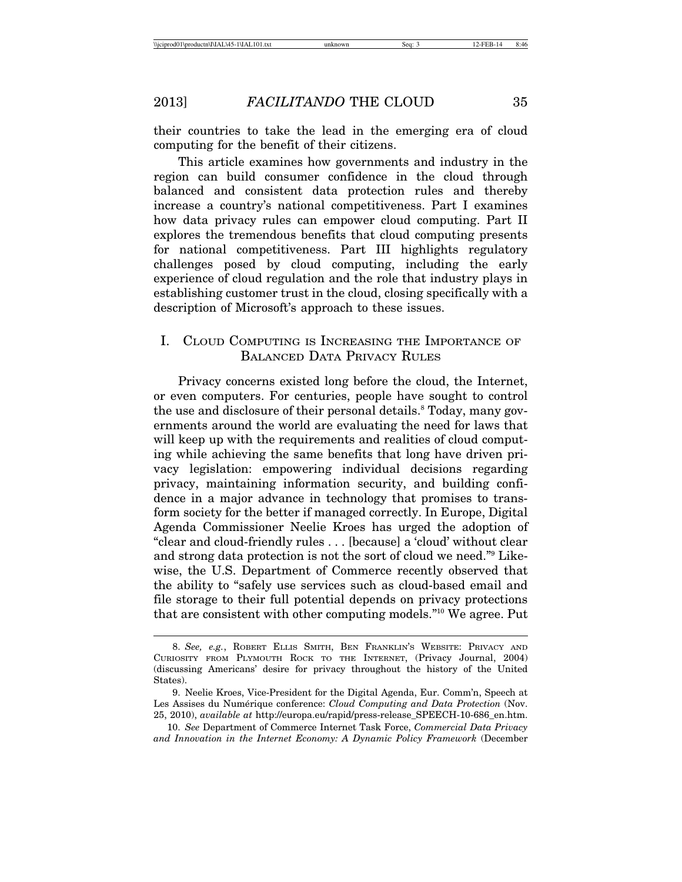their countries to take the lead in the emerging era of cloud computing for the benefit of their citizens.

This article examines how governments and industry in the region can build consumer confidence in the cloud through balanced and consistent data protection rules and thereby increase a country's national competitiveness. Part I examines how data privacy rules can empower cloud computing. Part II explores the tremendous benefits that cloud computing presents for national competitiveness. Part III highlights regulatory challenges posed by cloud computing, including the early experience of cloud regulation and the role that industry plays in establishing customer trust in the cloud, closing specifically with a description of Microsoft's approach to these issues.

## I. Cloud Computing is Increasing the Importance of Balanced Data Privacy Rules

Privacy concerns existed long before the cloud, the Internet, or even computers. For centuries, people have sought to control the use and disclosure of their personal details.[8] Today, many governments around the world are evaluating the need for laws that will keep up with the requirements and realities of cloud computing while achieving the same benefits that long have driven privacy legislation: empowering individual decisions regarding privacy, maintaining information security, and building confidence in a major advance in technology that promises to transform society for the better if managed correctly. In Europe, Digital Agenda Commissioner Neelie Kroes has urged the adoption of "clear and cloud-friendly rules . . . [because] a 'cloud' without clear and strong data protection is not the sort of cloud we need."[9] Likewise, the U.S. Department of Commerce recently observed that the ability to "safely use services such as cloud-based email and file storage to their full potential depends on privacy protections that are consistent with other computing models."[10] We agree. Put

---

8. *See, e.g.*, Robert Ellis Smith, Ben Franklin's Website: Privacy and Curiosity from Plymouth Rock to the Internet, (Privacy Journal, 2004) (discussing Americans' desire for privacy throughout the history of the United States).

9. Neelie Kroes, Vice-President for the Digital Agenda, Eur. Comm'n, Speech at Les Assises du Numérique conference: *Cloud Computing and Data Protection* (Nov. 25, 2010), *available at* http://europa.eu/rapid/press-release_SPEECH-10-686_en.htm.

10. *See* Department of Commerce Internet Task Force, *Commercial Data Privacy and Innovation in the Internet Economy: A Dynamic Policy Framework* (December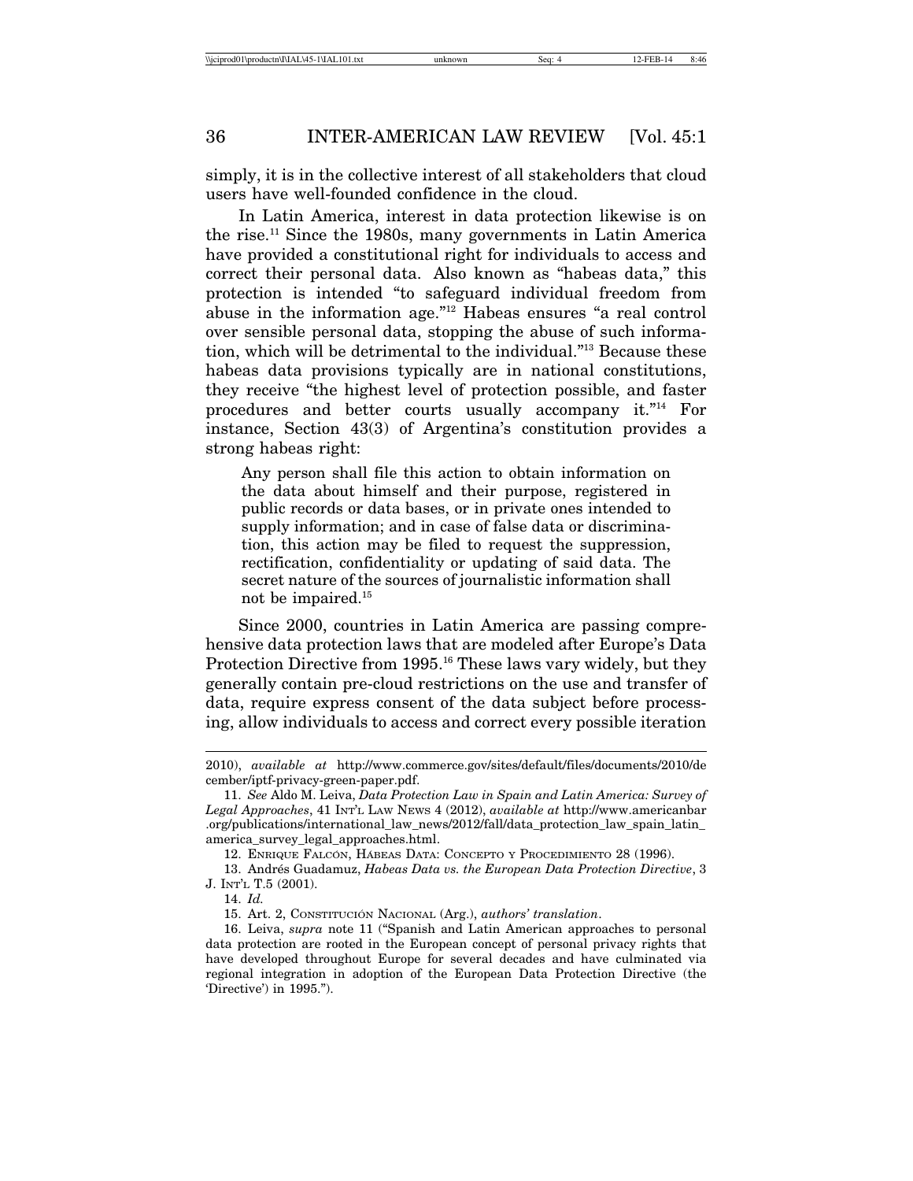simply, it is in the collective interest of all stakeholders that cloud users have well-founded confidence in the cloud.

In Latin America, interest in data protection likewise is on the rise.[11] Since the 1980s, many governments in Latin America have provided a constitutional right for individuals to access and correct their personal data. Also known as "habeas data," this protection is intended "to safeguard individual freedom from abuse in the information age."[12] Habeas ensures "a real control over sensible personal data, stopping the abuse of such information, which will be detrimental to the individual."[13] Because these habeas data provisions typically are in national constitutions, they receive "the highest level of protection possible, and faster procedures and better courts usually accompany it."[14] For instance, Section 43(3) of Argentina's constitution provides a strong habeas right:

> Any person shall file this action to obtain information on the data about himself and their purpose, registered in public records or data bases, or in private ones intended to supply information; and in case of false data or discrimination, this action may be filed to request the suppression, rectification, confidentiality or updating of said data. The secret nature of the sources of journalistic information shall not be impaired.[15]

Since 2000, countries in Latin America are passing comprehensive data protection laws that are modeled after Europe's Data Protection Directive from 1995.[16] These laws vary widely, but they generally contain pre-cloud restrictions on the use and transfer of data, require express consent of the data subject before processing, allow individuals to access and correct every possible iteration

---

2010), *available at* http://www.commerce.gov/sites/default/files/documents/2010/december/iptf-privacy-green-paper.pdf.

11. *See* Aldo M. Leiva, *Data Protection Law in Spain and Latin America: Survey of Legal Approaches*, 41 INT'L LAW NEWS 4 (2012), *available at* http://www.americanbar.org/publications/international_law_news/2012/fall/data_protection_law_spain_latin_america_survey_legal_approaches.html.

12. ENRIQUE FALCÓN, HÁBEAS DATA: CONCEPTO Y PROCEDIMIENTO 28 (1996).

13. Andrés Guadamuz, *Habeas Data vs. the European Data Protection Directive*, 3 J. INT'L T.5 (2001).

14. *Id.*

15. Art. 2, CONSTITUCIÓN NACIONAL (Arg.), *authors' translation*.

16. Leiva, *supra* note 11 ("Spanish and Latin American approaches to personal data protection are rooted in the European concept of personal privacy rights that have developed throughout Europe for several decades and have culminated via regional integration in adoption of the European Data Protection Directive (the 'Directive') in 1995.").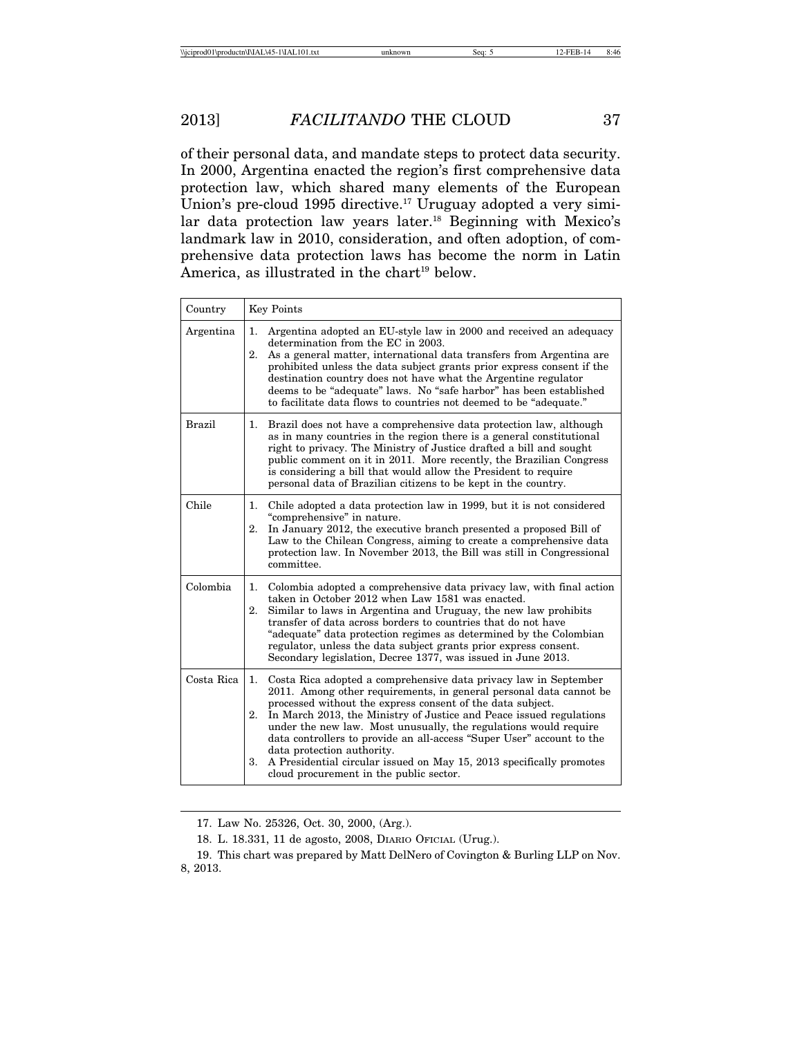of their personal data, and mandate steps to protect data security. In 2000, Argentina enacted the region's first comprehensive data protection law, which shared many elements of the European Union's pre-cloud 1995 directive.[17] Uruguay adopted a very similar data protection law years later.[18] Beginning with Mexico's landmark law in 2010, consideration, and often adoption, of comprehensive data protection laws has become the norm in Latin America, as illustrated in the chart[19] below.

| Country | Key Points |
|---|---|
| Argentina | 1. Argentina adopted an EU-style law in 2000 and received an adequacy determination from the EC in 2003.<br>2. As a general matter, international data transfers from Argentina are prohibited unless the data subject grants prior express consent if the destination country does not have what the Argentine regulator deems to be "adequate" laws. No "safe harbor" has been established to facilitate data flows to countries not deemed to be "adequate." |
| Brazil | 1. Brazil does not have a comprehensive data protection law, although as in many countries in the region there is a general constitutional right to privacy. The Ministry of Justice drafted a bill and sought public comment on it in 2011. More recently, the Brazilian Congress is considering a bill that would allow the President to require personal data of Brazilian citizens to be kept in the country. |
| Chile | 1. Chile adopted a data protection law in 1999, but it is not considered "comprehensive" in nature.<br>2. In January 2012, the executive branch presented a proposed Bill of Law to the Chilean Congress, aiming to create a comprehensive data protection law. In November 2013, the Bill was still in Congressional committee. |
| Colombia | 1. Colombia adopted a comprehensive data privacy law, with final action taken in October 2012 when Law 1581 was enacted.<br>2. Similar to laws in Argentina and Uruguay, the new law prohibits transfer of data across borders to countries that do not have "adequate" data protection regimes as determined by the Colombian regulator, unless the data subject grants prior express consent. Secondary legislation, Decree 1377, was issued in June 2013. |
| Costa Rica | 1. Costa Rica adopted a comprehensive data privacy law in September 2011. Among other requirements, in general personal data cannot be processed without the express consent of the data subject.<br>2. In March 2013, the Ministry of Justice and Peace issued regulations under the new law. Most unusually, the regulations would require data controllers to provide an all-access "Super User" account to the data protection authority.<br>3. A Presidential circular issued on May 15, 2013 specifically promotes cloud procurement in the public sector. |

17. Law No. 25326, Oct. 30, 2000, (Arg.).

18. L. 18.331, 11 de agosto, 2008, Diario Oficial (Urug.).

19. This chart was prepared by Matt DelNero of Covington & Burling LLP on Nov. 8, 2013.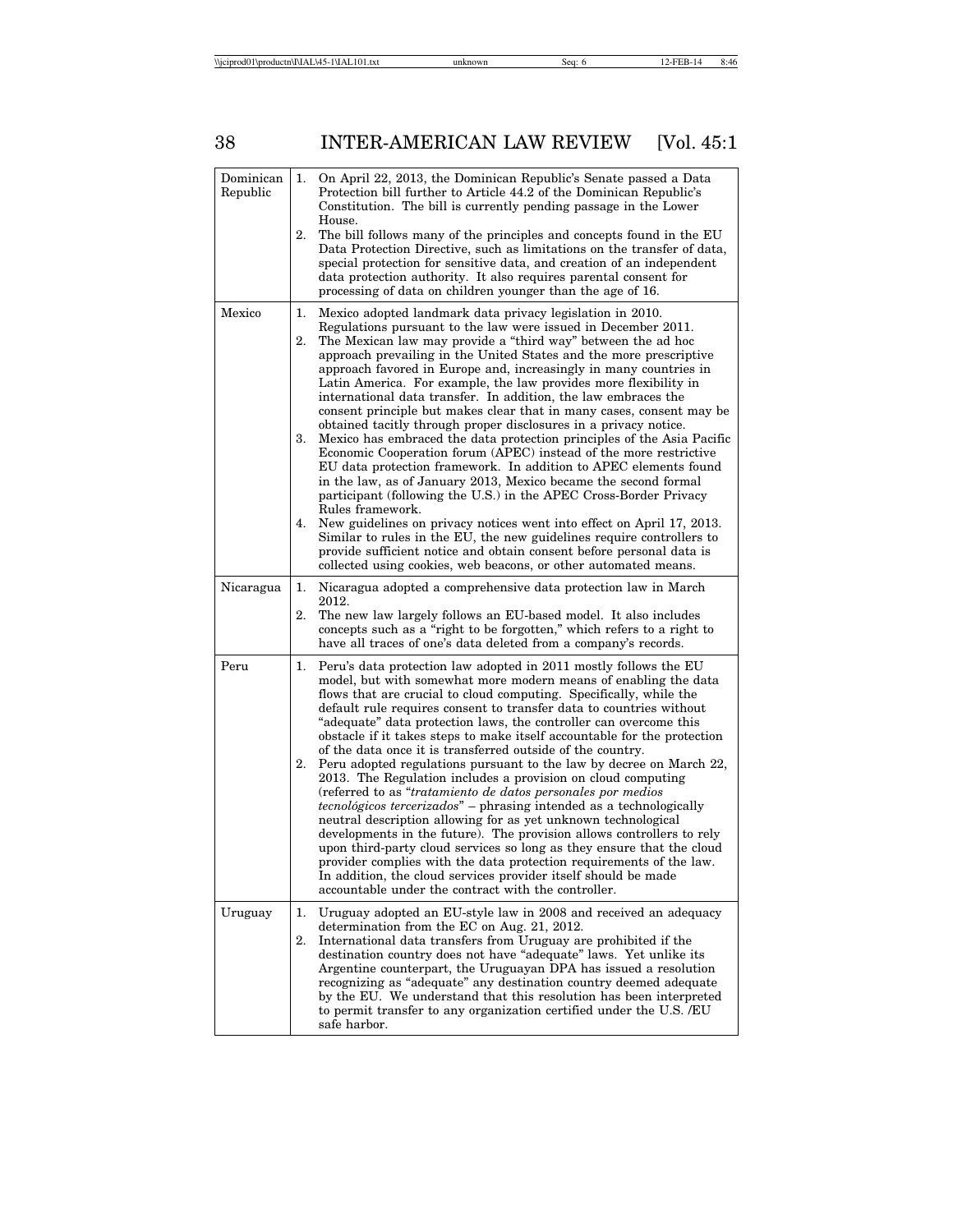| | |
|---|---|
| Dominican Republic | 1. On April 22, 2013, the Dominican Republic's Senate passed a Data Protection bill further to Article 44.2 of the Dominican Republic's Constitution. The bill is currently pending passage in the Lower House.<br>2. The bill follows many of the principles and concepts found in the EU Data Protection Directive, such as limitations on the transfer of data, special protection for sensitive data, and creation of an independent data protection authority. It also requires parental consent for processing of data on children younger than the age of 16. |
| Mexico | 1. Mexico adopted landmark data privacy legislation in 2010. Regulations pursuant to the law were issued in December 2011.<br>2. The Mexican law may provide a "third way" between the ad hoc approach prevailing in the United States and the more prescriptive approach favored in Europe and, increasingly in many countries in Latin America. For example, the law provides more flexibility in international data transfer. In addition, the law embraces the consent principle but makes clear that in many cases, consent may be obtained tacitly through proper disclosures in a privacy notice.<br>3. Mexico has embraced the data protection principles of the Asia Pacific Economic Cooperation forum (APEC) instead of the more restrictive EU data protection framework. In addition to APEC elements found in the law, as of January 2013, Mexico became the second formal participant (following the U.S.) in the APEC Cross-Border Privacy Rules framework.<br>4. New guidelines on privacy notices went into effect on April 17, 2013. Similar to rules in the EU, the new guidelines require controllers to provide sufficient notice and obtain consent before personal data is collected using cookies, web beacons, or other automated means. |
| Nicaragua | 1. Nicaragua adopted a comprehensive data protection law in March 2012.<br>2. The new law largely follows an EU-based model. It also includes concepts such as a "right to be forgotten," which refers to a right to have all traces of one's data deleted from a company's records. |
| Peru | 1. Peru's data protection law adopted in 2011 mostly follows the EU model, but with somewhat more modern means of enabling the data flows that are crucial to cloud computing. Specifically, while the default rule requires consent to transfer data to countries without "adequate" data protection laws, the controller can overcome this obstacle if it takes steps to make itself accountable for the protection of the data once it is transferred outside of the country.<br>2. Peru adopted regulations pursuant to the law by decree on March 22, 2013. The Regulation includes a provision on cloud computing (referred to as "*tratamiento de datos personales por medios tecnológicos tercerizados*" – phrasing intended as a technologically neutral description allowing for as yet unknown technological developments in the future). The provision allows controllers to rely upon third-party cloud services so long as they ensure that the cloud provider complies with the data protection requirements of the law. In addition, the cloud services provider itself should be made accountable under the contract with the controller. |
| Uruguay | 1. Uruguay adopted an EU-style law in 2008 and received an adequacy determination from the EC on Aug. 21, 2012.<br>2. International data transfers from Uruguay are prohibited if the destination country does not have "adequate" laws. Yet unlike its Argentine counterpart, the Uruguayan DPA has issued a resolution recognizing as "adequate" any destination country deemed adequate by the EU. We understand that this resolution has been interpreted to permit transfer to any organization certified under the U.S. /EU safe harbor. |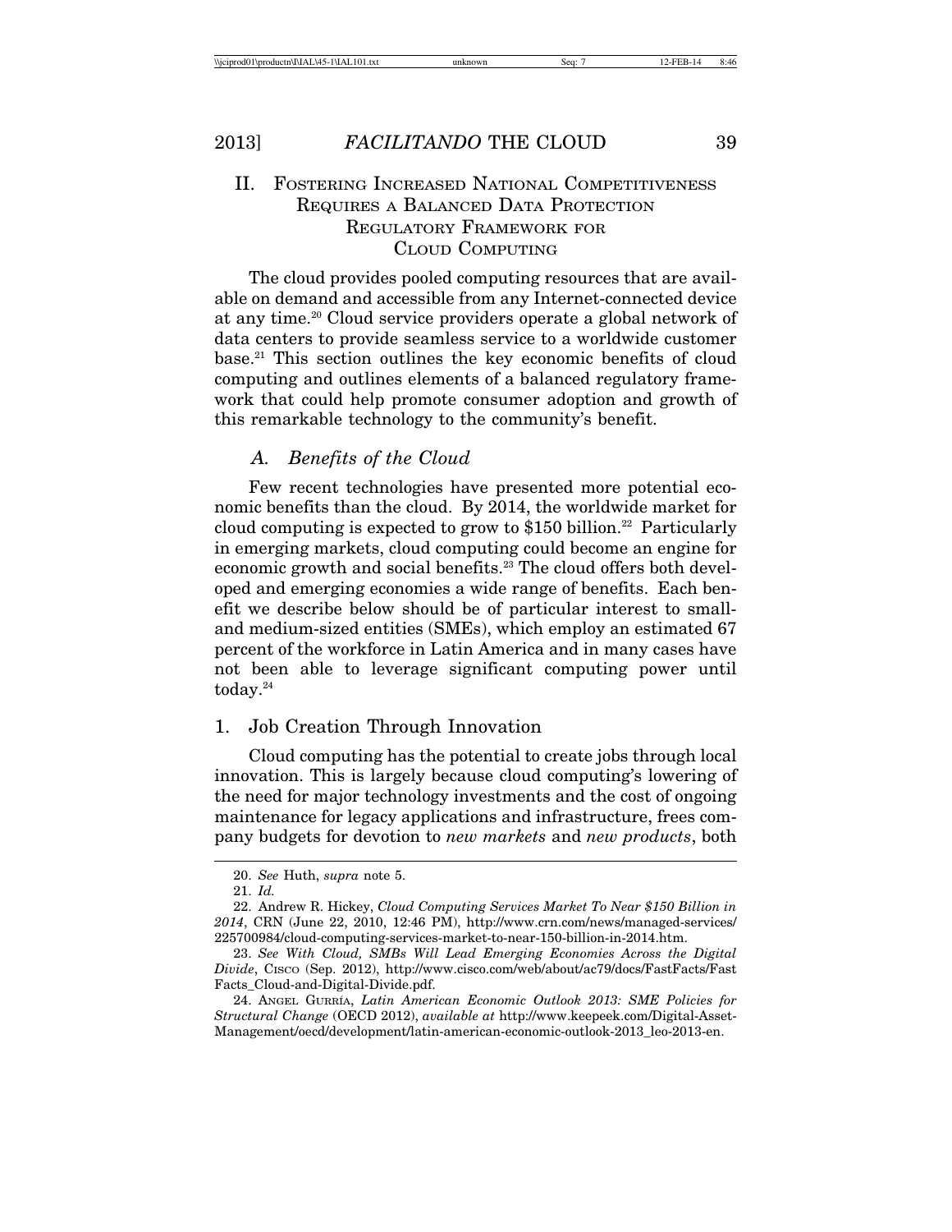## II. Fostering Increased National Competitiveness Requires a Balanced Data Protection Regulatory Framework for Cloud Computing

The cloud provides pooled computing resources that are available on demand and accessible from any Internet-connected device at any time.[20] Cloud service providers operate a global network of data centers to provide seamless service to a worldwide customer base.[21] This section outlines the key economic benefits of cloud computing and outlines elements of a balanced regulatory framework that could help promote consumer adoption and growth of this remarkable technology to the community's benefit.

### A. *Benefits of the Cloud*

Few recent technologies have presented more potential economic benefits than the cloud. By 2014, the worldwide market for cloud computing is expected to grow to $150 billion.[22] Particularly in emerging markets, cloud computing could become an engine for economic growth and social benefits.[23] The cloud offers both developed and emerging economies a wide range of benefits. Each benefit we describe below should be of particular interest to small- and medium-sized entities (SMEs), which employ an estimated 67 percent of the workforce in Latin America and in many cases have not been able to leverage significant computing power until today.[24]

#### 1. Job Creation Through Innovation

Cloud computing has the potential to create jobs through local innovation. This is largely because cloud computing's lowering of the need for major technology investments and the cost of ongoing maintenance for legacy applications and infrastructure, frees company budgets for devotion to *new markets* and *new products*, both

---

20. *See* Huth, *supra* note 5.

21. *Id.*

22. Andrew R. Hickey, *Cloud Computing Services Market To Near $150 Billion in 2014*, CRN (June 22, 2010, 12:46 PM), http://www.crn.com/news/managed-services/225700984/cloud-computing-services-market-to-near-150-billion-in-2014.htm.

23. *See With Cloud, SMBs Will Lead Emerging Economies Across the Digital Divide*, Cisco (Sep. 2012), http://www.cisco.com/web/about/ac79/docs/FastFacts/Fast Facts_Cloud-and-Digital-Divide.pdf.

24. Angel Gurría, *Latin American Economic Outlook 2013: SME Policies for Structural Change* (OECD 2012), *available at* http://www.keepeek.com/Digital-Asset-Management/oecd/development/latin-american-economic-outlook-2013_leo-2013-en.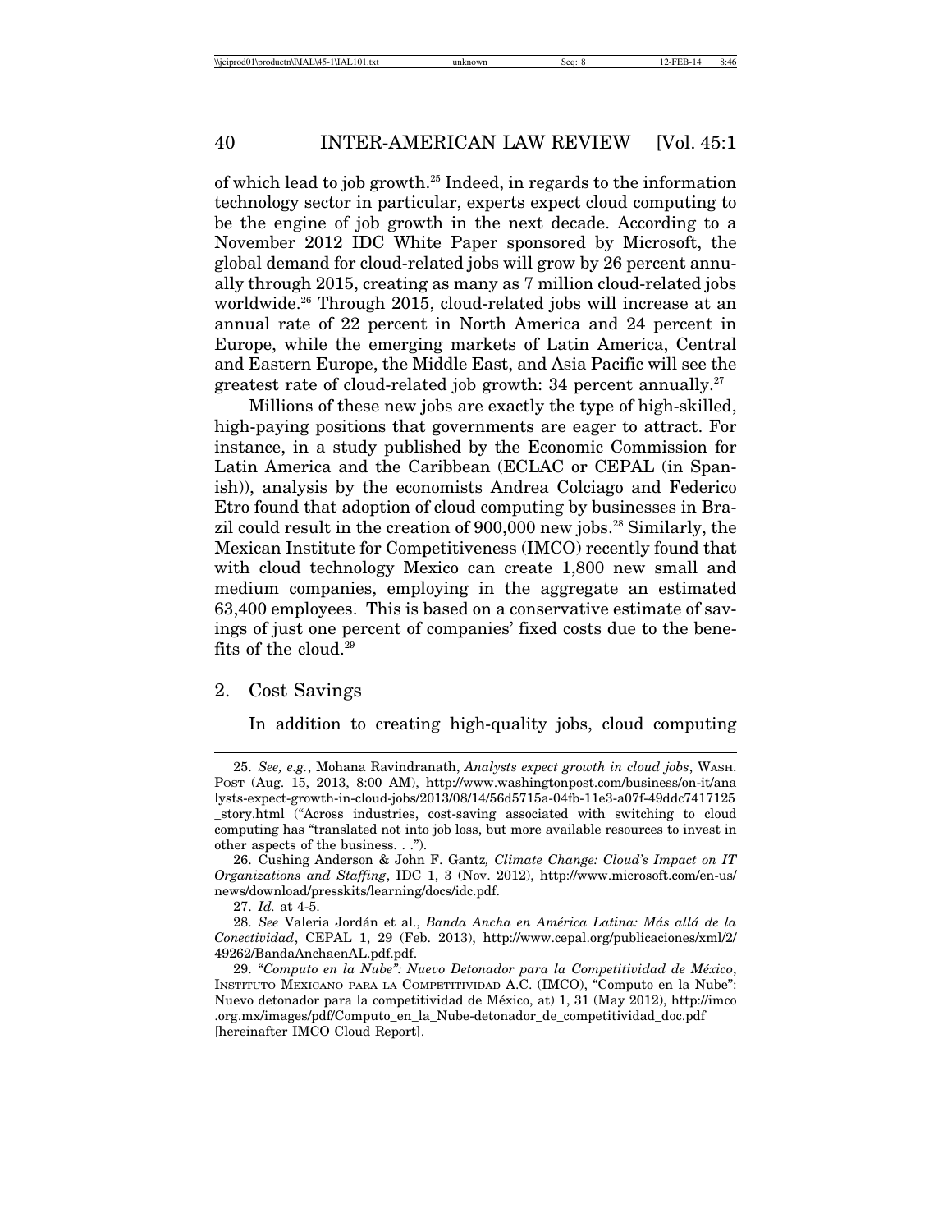of which lead to job growth.[25] Indeed, in regards to the information technology sector in particular, experts expect cloud computing to be the engine of job growth in the next decade. According to a November 2012 IDC White Paper sponsored by Microsoft, the global demand for cloud-related jobs will grow by 26 percent annually through 2015, creating as many as 7 million cloud-related jobs worldwide.[26] Through 2015, cloud-related jobs will increase at an annual rate of 22 percent in North America and 24 percent in Europe, while the emerging markets of Latin America, Central and Eastern Europe, the Middle East, and Asia Pacific will see the greatest rate of cloud-related job growth: 34 percent annually.[27]

Millions of these new jobs are exactly the type of high-skilled, high-paying positions that governments are eager to attract. For instance, in a study published by the Economic Commission for Latin America and the Caribbean (ECLAC or CEPAL (in Spanish)), analysis by the economists Andrea Colciago and Federico Etro found that adoption of cloud computing by businesses in Brazil could result in the creation of 900,000 new jobs.[28] Similarly, the Mexican Institute for Competitiveness (IMCO) recently found that with cloud technology Mexico can create 1,800 new small and medium companies, employing in the aggregate an estimated 63,400 employees. This is based on a conservative estimate of savings of just one percent of companies' fixed costs due to the benefits of the cloud.[29]

### 2. Cost Savings

In addition to creating high-quality jobs, cloud computing

---

25. *See, e.g.*, Mohana Ravindranath, *Analysts expect growth in cloud jobs*, WASH. POST (Aug. 15, 2013, 8:00 AM), http://www.washingtonpost.com/business/on-it/analysts-expect-growth-in-cloud-jobs/2013/08/14/56d5715a-04fb-11e3-a07f-49ddc7417125_story.html ("Across industries, cost-saving associated with switching to cloud computing has "translated not into job loss, but more available resources to invest in other aspects of the business. . .").

26. Cushing Anderson & John F. Gantz*, Climate Change: Cloud's Impact on IT Organizations and Staffing*, IDC 1, 3 (Nov. 2012), http://www.microsoft.com/en-us/news/download/presskits/learning/docs/idc.pdf.

27. *Id.* at 4-5.

28. *See* Valeria Jordán et al., *Banda Ancha en América Latina: Más allá de la Conectividad*, CEPAL 1, 29 (Feb. 2013), http://www.cepal.org/publicaciones/xml/2/49262/BandaAnchaenAL.pdf.pdf.

29. *"Computo en la Nube": Nuevo Detonador para la Competitividad de México*, INSTITUTO MEXICANO PARA LA COMPETITIVIDAD A.C. (IMCO), "Computo en la Nube": Nuevo detonador para la competitividad de México, at) 1, 31 (May 2012), http://imco.org.mx/images/pdf/Computo_en_la_Nube-detonador_de_competitividad_doc.pdf [hereinafter IMCO Cloud Report].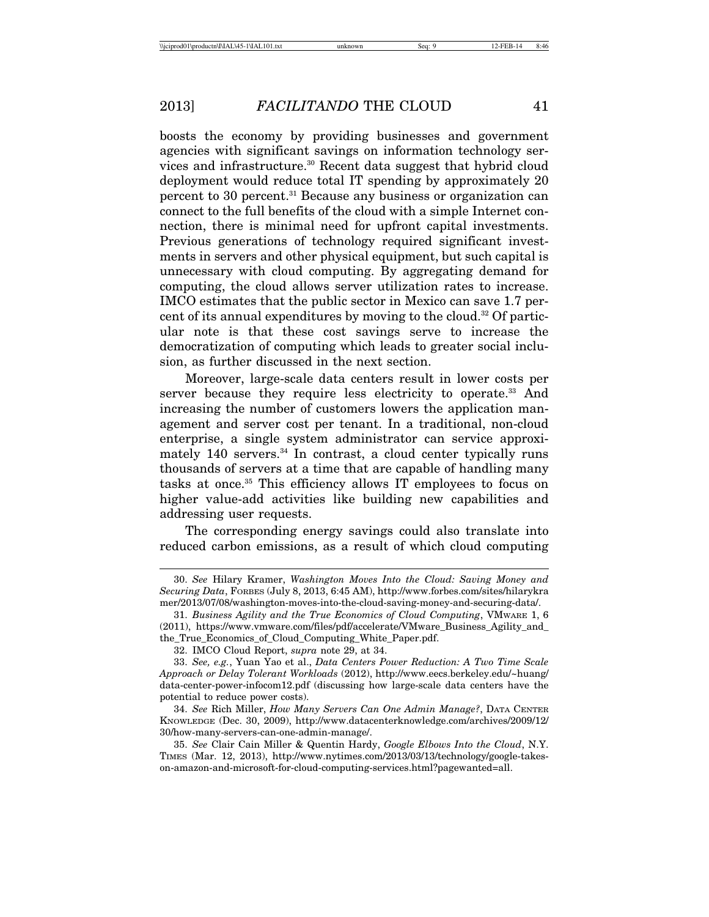boosts the economy by providing businesses and government agencies with significant savings on information technology services and infrastructure.[30] Recent data suggest that hybrid cloud deployment would reduce total IT spending by approximately 20 percent to 30 percent.[31] Because any business or organization can connect to the full benefits of the cloud with a simple Internet connection, there is minimal need for upfront capital investments. Previous generations of technology required significant investments in servers and other physical equipment, but such capital is unnecessary with cloud computing. By aggregating demand for computing, the cloud allows server utilization rates to increase. IMCO estimates that the public sector in Mexico can save 1.7 percent of its annual expenditures by moving to the cloud.[32] Of particular note is that these cost savings serve to increase the democratization of computing which leads to greater social inclusion, as further discussed in the next section.

Moreover, large-scale data centers result in lower costs per server because they require less electricity to operate.[33] And increasing the number of customers lowers the application management and server cost per tenant. In a traditional, non-cloud enterprise, a single system administrator can service approximately 140 servers.[34] In contrast, a cloud center typically runs thousands of servers at a time that are capable of handling many tasks at once.[35] This efficiency allows IT employees to focus on higher value-add activities like building new capabilities and addressing user requests.

The corresponding energy savings could also translate into reduced carbon emissions, as a result of which cloud computing

---

30. *See* Hilary Kramer, *Washington Moves Into the Cloud: Saving Money and Securing Data*, FORBES (July 8, 2013, 6:45 AM), http://www.forbes.com/sites/hilarykramer/2013/07/08/washington-moves-into-the-cloud-saving-money-and-securing-data/.

31. *Business Agility and the True Economics of Cloud Computing*, VMWARE 1, 6 (2011), https://www.vmware.com/files/pdf/accelerate/VMware_Business_Agility_and_the_True_Economics_of_Cloud_Computing_White_Paper.pdf.

32. IMCO Cloud Report, *supra* note 29, at 34.

33. *See, e.g.*, Yuan Yao et al., *Data Centers Power Reduction: A Two Time Scale Approach or Delay Tolerant Workloads* (2012), http://www.eecs.berkeley.edu/~huang/data-center-power-infocom12.pdf (discussing how large-scale data centers have the potential to reduce power costs).

34. *See* Rich Miller, *How Many Servers Can One Admin Manage?*, DATA CENTER KNOWLEDGE (Dec. 30, 2009), http://www.datacenterknowledge.com/archives/2009/12/30/how-many-servers-can-one-admin-manage/.

35. *See* Clair Cain Miller & Quentin Hardy, *Google Elbows Into the Cloud*, N.Y. TIMES (Mar. 12, 2013), http://www.nytimes.com/2013/03/13/technology/google-takes-on-amazon-and-microsoft-for-cloud-computing-services.html?pagewanted=all.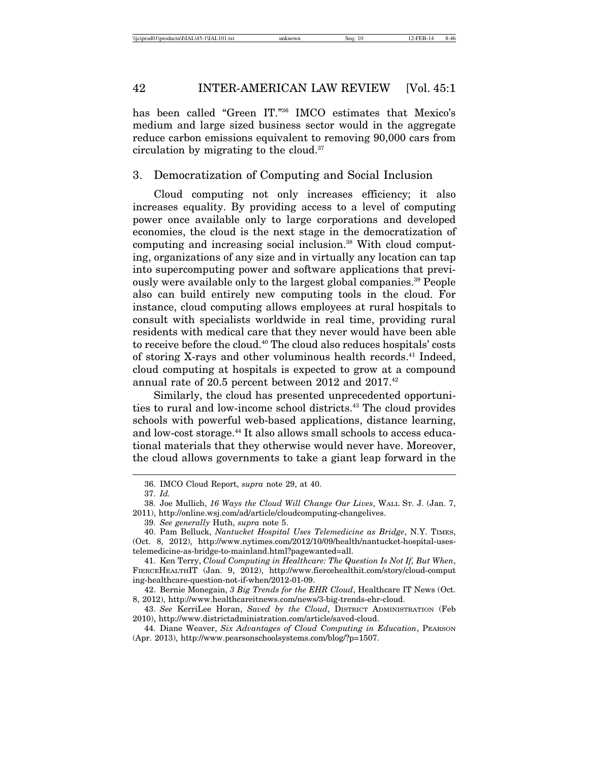has been called "Green IT."[36] IMCO estimates that Mexico's medium and large sized business sector would in the aggregate reduce carbon emissions equivalent to removing 90,000 cars from circulation by migrating to the cloud.[37]

### 3. Democratization of Computing and Social Inclusion

Cloud computing not only increases efficiency; it also increases equality. By providing access to a level of computing power once available only to large corporations and developed economies, the cloud is the next stage in the democratization of computing and increasing social inclusion.[38] With cloud computing, organizations of any size and in virtually any location can tap into supercomputing power and software applications that previously were available only to the largest global companies.[39] People also can build entirely new computing tools in the cloud. For instance, cloud computing allows employees at rural hospitals to consult with specialists worldwide in real time, providing rural residents with medical care that they never would have been able to receive before the cloud.[40] The cloud also reduces hospitals' costs of storing X-rays and other voluminous health records.[41] Indeed, cloud computing at hospitals is expected to grow at a compound annual rate of 20.5 percent between 2012 and 2017.[42]

Similarly, the cloud has presented unprecedented opportunities to rural and low-income school districts.[43] The cloud provides schools with powerful web-based applications, distance learning, and low-cost storage.[44] It also allows small schools to access educational materials that they otherwise would never have. Moreover, the cloud allows governments to take a giant leap forward in the

---

36. IMCO Cloud Report, *supra* note 29, at 40.

37. *Id.*

38. Joe Mullich, *16 Ways the Cloud Will Change Our Lives*, WALL ST. J. (Jan. 7, 2011), http://online.wsj.com/ad/article/cloudcomputing-changelives.

39. *See generally* Huth, *supra* note 5.

40. Pam Belluck, *Nantucket Hospital Uses Telemedicine as Bridge*, N.Y. TIMES, (Oct. 8, 2012), http://www.nytimes.com/2012/10/09/health/nantucket-hospital-uses-telemedicine-as-bridge-to-mainland.html?pagewanted=all.

41. Ken Terry, *Cloud Computing in Healthcare: The Question Is Not If, But When*, FIERCEHEALTHIT (Jan. 9, 2012), http://www.fiercehealthit.com/story/cloud-computing-healthcare-question-not-if-when/2012-01-09.

42. Bernie Monegain, *3 Big Trends for the EHR Cloud*, Healthcare IT News (Oct. 8, 2012), http://www.healthcareitnews.com/news/3-big-trends-ehr-cloud.

43. *See* KerriLee Horan, *Saved by the Cloud*, DISTRICT ADMINISTRATION (Feb 2010), http://www.districtadministration.com/article/saved-cloud.

44. Diane Weaver, *Six Advantages of Cloud Computing in Education*, PEARSON (Apr. 2013), http://www.pearsonschoolsystems.com/blog/?p=1507.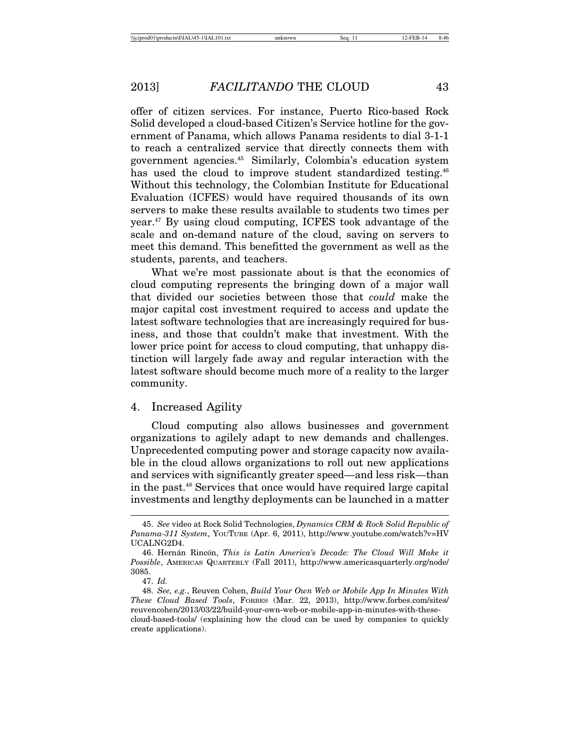offer of citizen services. For instance, Puerto Rico-based Rock Solid developed a cloud-based Citizen's Service hotline for the government of Panama, which allows Panama residents to dial 3-1-1 to reach a centralized service that directly connects them with government agencies.[45] Similarly, Colombia's education system has used the cloud to improve student standardized testing.[46] Without this technology, the Colombian Institute for Educational Evaluation (ICFES) would have required thousands of its own servers to make these results available to students two times per year.[47] By using cloud computing, ICFES took advantage of the scale and on-demand nature of the cloud, saving on servers to meet this demand. This benefitted the government as well as the students, parents, and teachers.

What we're most passionate about is that the economics of cloud computing represents the bringing down of a major wall that divided our societies between those that *could* make the major capital cost investment required to access and update the latest software technologies that are increasingly required for business, and those that couldn't make that investment. With the lower price point for access to cloud computing, that unhappy distinction will largely fade away and regular interaction with the latest software should become much more of a reality to the larger community.

### 4. Increased Agility

Cloud computing also allows businesses and government organizations to agilely adapt to new demands and challenges. Unprecedented computing power and storage capacity now available in the cloud allows organizations to roll out new applications and services with significantly greater speed—and less risk—than in the past.[48] Services that once would have required large capital investments and lengthy deployments can be launched in a matter

---

45. *See* video at Rock Solid Technologies, *Dynamics CRM & Rock Solid Republic of Panama-311 System*, YOUTUBE (Apr. 6, 2011), http://www.youtube.com/watch?v=HVUCALNG2D4.

46. Hernán Rincón, *This is Latin America's Decade: The Cloud Will Make it Possible*, AMERICAS QUARTERLY (Fall 2011), http://www.americasquarterly.org/node/3085.

47. *Id.*

48. *See, e.g.*, Reuven Cohen, *Build Your Own Web or Mobile App In Minutes With These Cloud Based Tools*, FORBES (Mar. 22, 2013), http://www.forbes.com/sites/reuvencohen/2013/03/22/build-your-own-web-or-mobile-app-in-minutes-with-these-cloud-based-tools/ (explaining how the cloud can be used by companies to quickly create applications).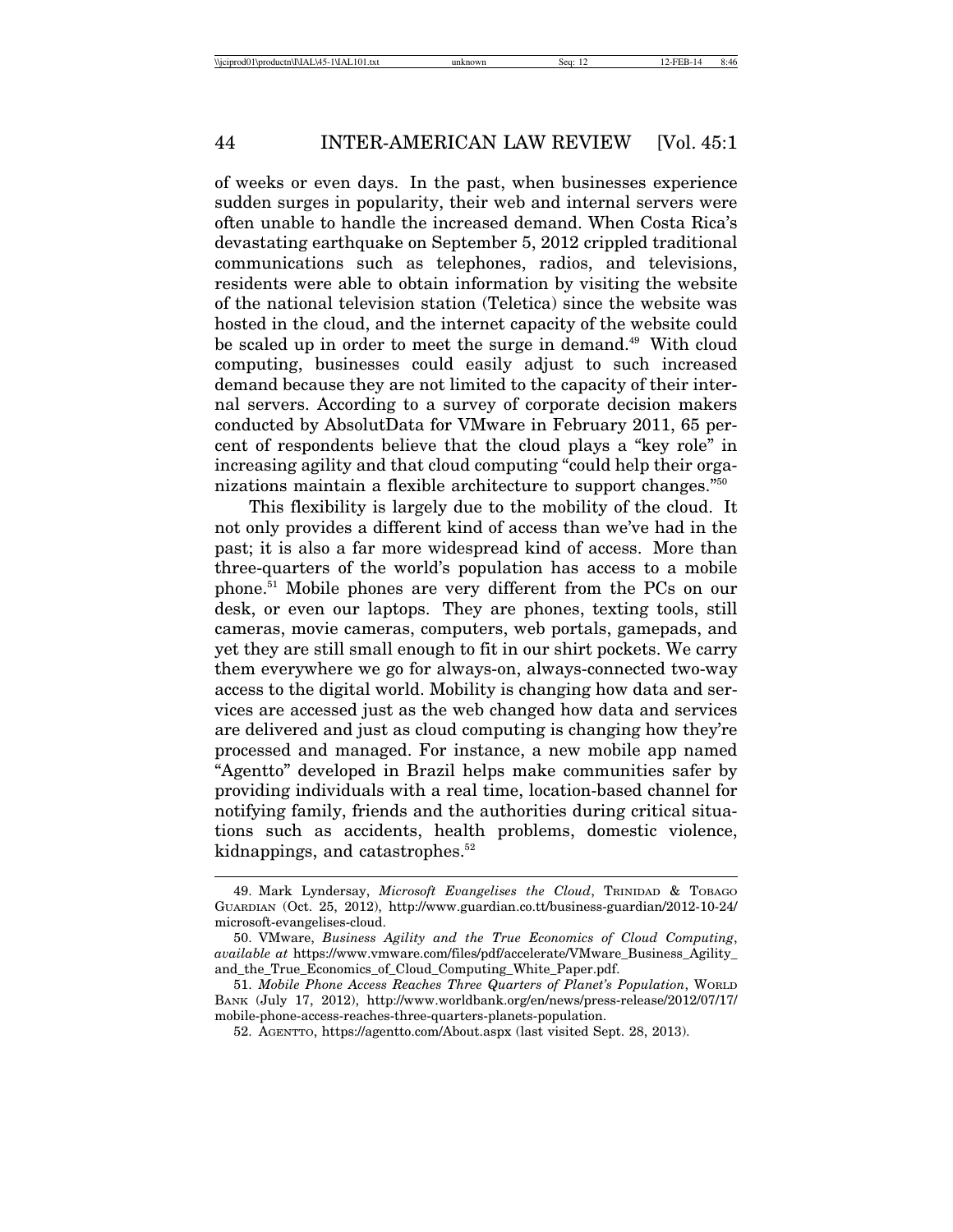of weeks or even days. In the past, when businesses experience sudden surges in popularity, their web and internal servers were often unable to handle the increased demand. When Costa Rica's devastating earthquake on September 5, 2012 crippled traditional communications such as telephones, radios, and televisions, residents were able to obtain information by visiting the website of the national television station (Teletica) since the website was hosted in the cloud, and the internet capacity of the website could be scaled up in order to meet the surge in demand.[49] With cloud computing, businesses could easily adjust to such increased demand because they are not limited to the capacity of their internal servers. According to a survey of corporate decision makers conducted by AbsolutData for VMware in February 2011, 65 percent of respondents believe that the cloud plays a "key role" in increasing agility and that cloud computing "could help their organizations maintain a flexible architecture to support changes."[50]

This flexibility is largely due to the mobility of the cloud. It not only provides a different kind of access than we've had in the past; it is also a far more widespread kind of access. More than three-quarters of the world's population has access to a mobile phone.[51] Mobile phones are very different from the PCs on our desk, or even our laptops. They are phones, texting tools, still cameras, movie cameras, computers, web portals, gamepads, and yet they are still small enough to fit in our shirt pockets. We carry them everywhere we go for always-on, always-connected two-way access to the digital world. Mobility is changing how data and services are accessed just as the web changed how data and services are delivered and just as cloud computing is changing how they're processed and managed. For instance, a new mobile app named "Agentto" developed in Brazil helps make communities safer by providing individuals with a real time, location-based channel for notifying family, friends and the authorities during critical situations such as accidents, health problems, domestic violence, kidnappings, and catastrophes.[52]

---

49. Mark Lyndersay, *Microsoft Evangelises the Cloud*, TRINIDAD & TOBAGO GUARDIAN (Oct. 25, 2012), http://www.guardian.co.tt/business-guardian/2012-10-24/microsoft-evangelises-cloud.

50. VMware, *Business Agility and the True Economics of Cloud Computing*, *available at* https://www.vmware.com/files/pdf/accelerate/VMware_Business_Agility_and_the_True_Economics_of_Cloud_Computing_White_Paper.pdf.

51. *Mobile Phone Access Reaches Three Quarters of Planet's Population*, WORLD BANK (July 17, 2012), http://www.worldbank.org/en/news/press-release/2012/07/17/mobile-phone-access-reaches-three-quarters-planets-population.

52. AGENTTO, https://agentto.com/About.aspx (last visited Sept. 28, 2013).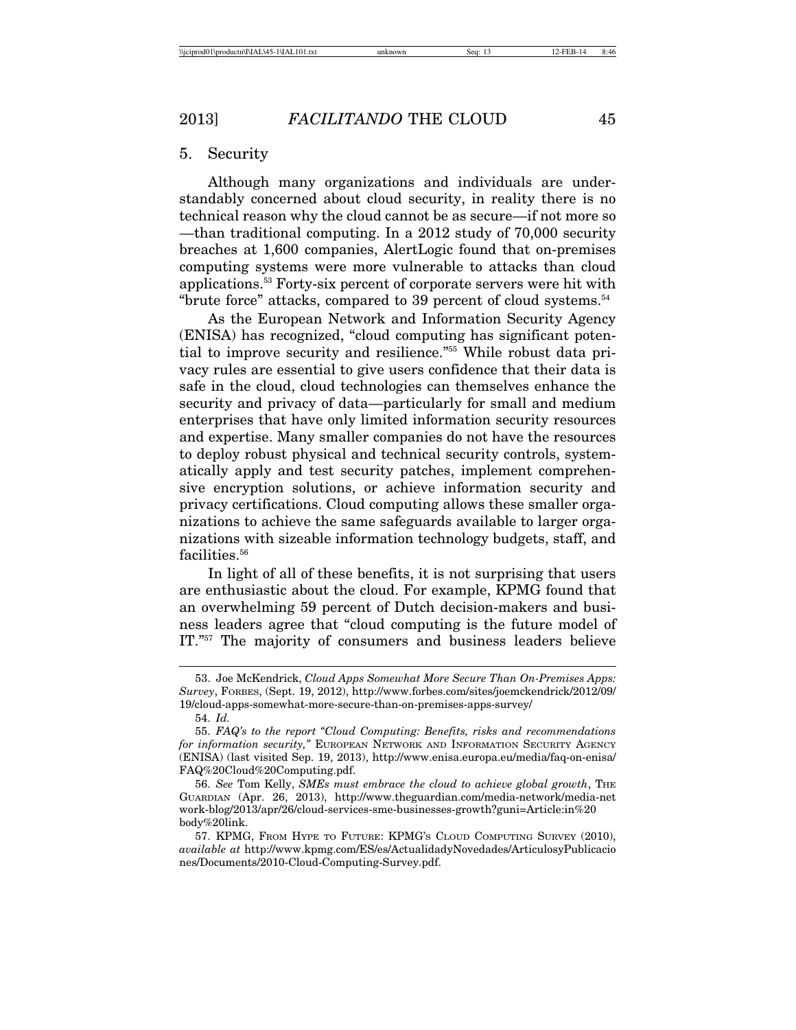### 5. Security

Although many organizations and individuals are understandably concerned about cloud security, in reality there is no technical reason why the cloud cannot be as secure—if not more so—than traditional computing. In a 2012 study of 70,000 security breaches at 1,600 companies, AlertLogic found that on-premises computing systems were more vulnerable to attacks than cloud applications.[53] Forty-six percent of corporate servers were hit with "brute force" attacks, compared to 39 percent of cloud systems.[54]

As the European Network and Information Security Agency (ENISA) has recognized, "cloud computing has significant potential to improve security and resilience."[55] While robust data privacy rules are essential to give users confidence that their data is safe in the cloud, cloud technologies can themselves enhance the security and privacy of data—particularly for small and medium enterprises that have only limited information security resources and expertise. Many smaller companies do not have the resources to deploy robust physical and technical security controls, systematically apply and test security patches, implement comprehensive encryption solutions, or achieve information security and privacy certifications. Cloud computing allows these smaller organizations to achieve the same safeguards available to larger organizations with sizeable information technology budgets, staff, and facilities.[56]

In light of all of these benefits, it is not surprising that users are enthusiastic about the cloud. For example, KPMG found that an overwhelming 59 percent of Dutch decision-makers and business leaders agree that "cloud computing is the future model of IT."[57] The majority of consumers and business leaders believe

---

53. Joe McKendrick, *Cloud Apps Somewhat More Secure Than On-Premises Apps: Survey*, FORBES, (Sept. 19, 2012), http://www.forbes.com/sites/joemckendrick/2012/09/19/cloud-apps-somewhat-more-secure-than-on-premises-apps-survey/

54. *Id.*

55. *FAQ's to the report "Cloud Computing: Benefits, risks and recommendations for information security,"* EUROPEAN NETWORK AND INFORMATION SECURITY AGENCY (ENISA) (last visited Sep. 19, 2013), http://www.enisa.europa.eu/media/faq-on-enisa/FAQ%20Cloud%20Computing.pdf.

56. *See* Tom Kelly, *SMEs must embrace the cloud to achieve global growth*, THE GUARDIAN (Apr. 26, 2013), http://www.theguardian.com/media-network/media-network-blog/2013/apr/26/cloud-services-sme-businesses-growth?guni=Article:in%20body%20link.

57. KPMG, FROM HYPE TO FUTURE: KPMG'S CLOUD COMPUTING SURVEY (2010), *available at* http://www.kpmg.com/ES/es/ActualidadyNovedades/ArticulosyPublicaciones/Documents/2010-Cloud-Computing-Survey.pdf.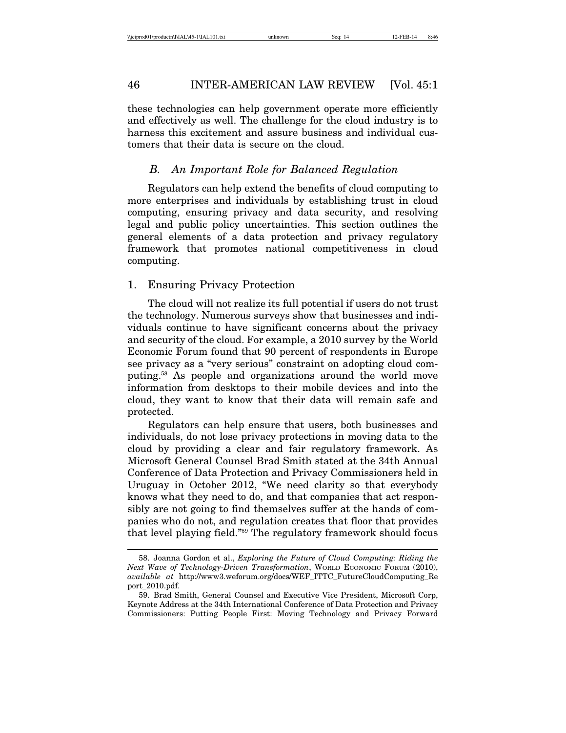these technologies can help government operate more efficiently and effectively as well. The challenge for the cloud industry is to harness this excitement and assure business and individual customers that their data is secure on the cloud.

### *B. An Important Role for Balanced Regulation*

Regulators can help extend the benefits of cloud computing to more enterprises and individuals by establishing trust in cloud computing, ensuring privacy and data security, and resolving legal and public policy uncertainties. This section outlines the general elements of a data protection and privacy regulatory framework that promotes national competitiveness in cloud computing.

#### 1. Ensuring Privacy Protection

The cloud will not realize its full potential if users do not trust the technology. Numerous surveys show that businesses and individuals continue to have significant concerns about the privacy and security of the cloud. For example, a 2010 survey by the World Economic Forum found that 90 percent of respondents in Europe see privacy as a "very serious" constraint on adopting cloud computing.[58] As people and organizations around the world move information from desktops to their mobile devices and into the cloud, they want to know that their data will remain safe and protected.

Regulators can help ensure that users, both businesses and individuals, do not lose privacy protections in moving data to the cloud by providing a clear and fair regulatory framework. As Microsoft General Counsel Brad Smith stated at the 34th Annual Conference of Data Protection and Privacy Commissioners held in Uruguay in October 2012, "We need clarity so that everybody knows what they need to do, and that companies that act responsibly are not going to find themselves suffer at the hands of companies who do not, and regulation creates that floor that provides that level playing field."[59] The regulatory framework should focus

---

58. Joanna Gordon et al., *Exploring the Future of Cloud Computing: Riding the Next Wave of Technology-Driven Transformation*, WORLD ECONOMIC FORUM (2010), *available at* http://www3.weforum.org/docs/WEF_ITTC_FutureCloudComputing_Report_2010.pdf.

59. Brad Smith, General Counsel and Executive Vice President, Microsoft Corp, Keynote Address at the 34th International Conference of Data Protection and Privacy Commissioners: Putting People First: Moving Technology and Privacy Forward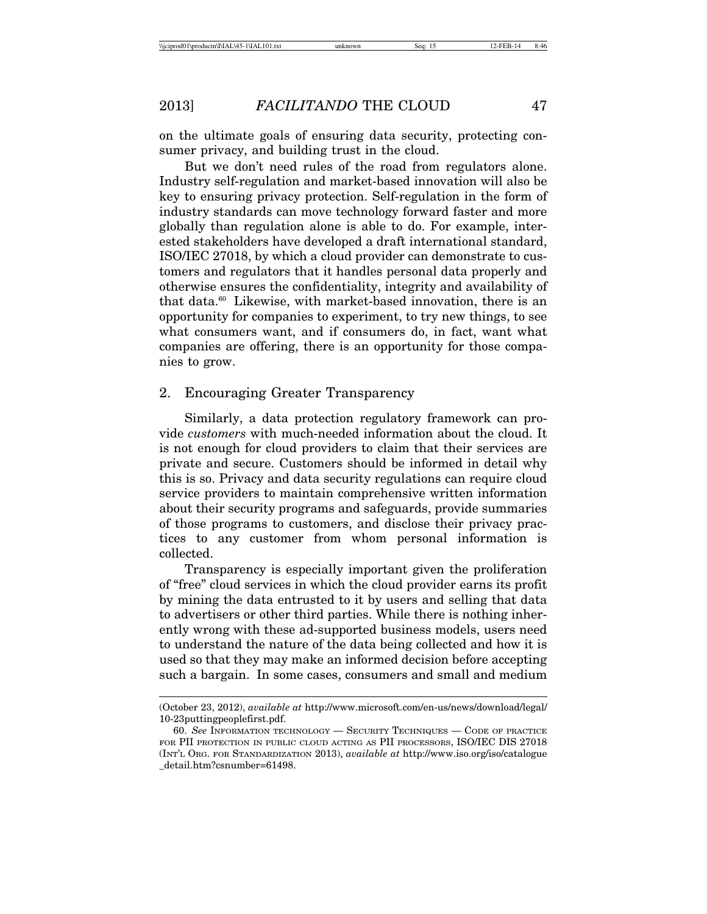on the ultimate goals of ensuring data security, protecting consumer privacy, and building trust in the cloud.

But we don't need rules of the road from regulators alone. Industry self-regulation and market-based innovation will also be key to ensuring privacy protection. Self-regulation in the form of industry standards can move technology forward faster and more globally than regulation alone is able to do. For example, interested stakeholders have developed a draft international standard, ISO/IEC 27018, by which a cloud provider can demonstrate to customers and regulators that it handles personal data properly and otherwise ensures the confidentiality, integrity and availability of that data.[60] Likewise, with market-based innovation, there is an opportunity for companies to experiment, to try new things, to see what consumers want, and if consumers do, in fact, want what companies are offering, there is an opportunity for those companies to grow.

### 2. Encouraging Greater Transparency

Similarly, a data protection regulatory framework can provide *customers* with much-needed information about the cloud. It is not enough for cloud providers to claim that their services are private and secure. Customers should be informed in detail why this is so. Privacy and data security regulations can require cloud service providers to maintain comprehensive written information about their security programs and safeguards, provide summaries of those programs to customers, and disclose their privacy practices to any customer from whom personal information is collected.

Transparency is especially important given the proliferation of "free" cloud services in which the cloud provider earns its profit by mining the data entrusted to it by users and selling that data to advertisers or other third parties. While there is nothing inherently wrong with these ad-supported business models, users need to understand the nature of the data being collected and how it is used so that they may make an informed decision before accepting such a bargain. In some cases, consumers and small and medium

---

(October 23, 2012), *available at* http://www.microsoft.com/en-us/news/download/legal/10-23puttingpeoplefirst.pdf.

60. *See* INFORMATION TECHNOLOGY — SECURITY TECHNIQUES — CODE OF PRACTICE FOR PII PROTECTION IN PUBLIC CLOUD ACTING AS PII PROCESSORS, ISO/IEC DIS 27018 (INT'L ORG. FOR STANDARDIZATION 2013), *available at* http://www.iso.org/iso/catalogue_detail.htm?csnumber=61498.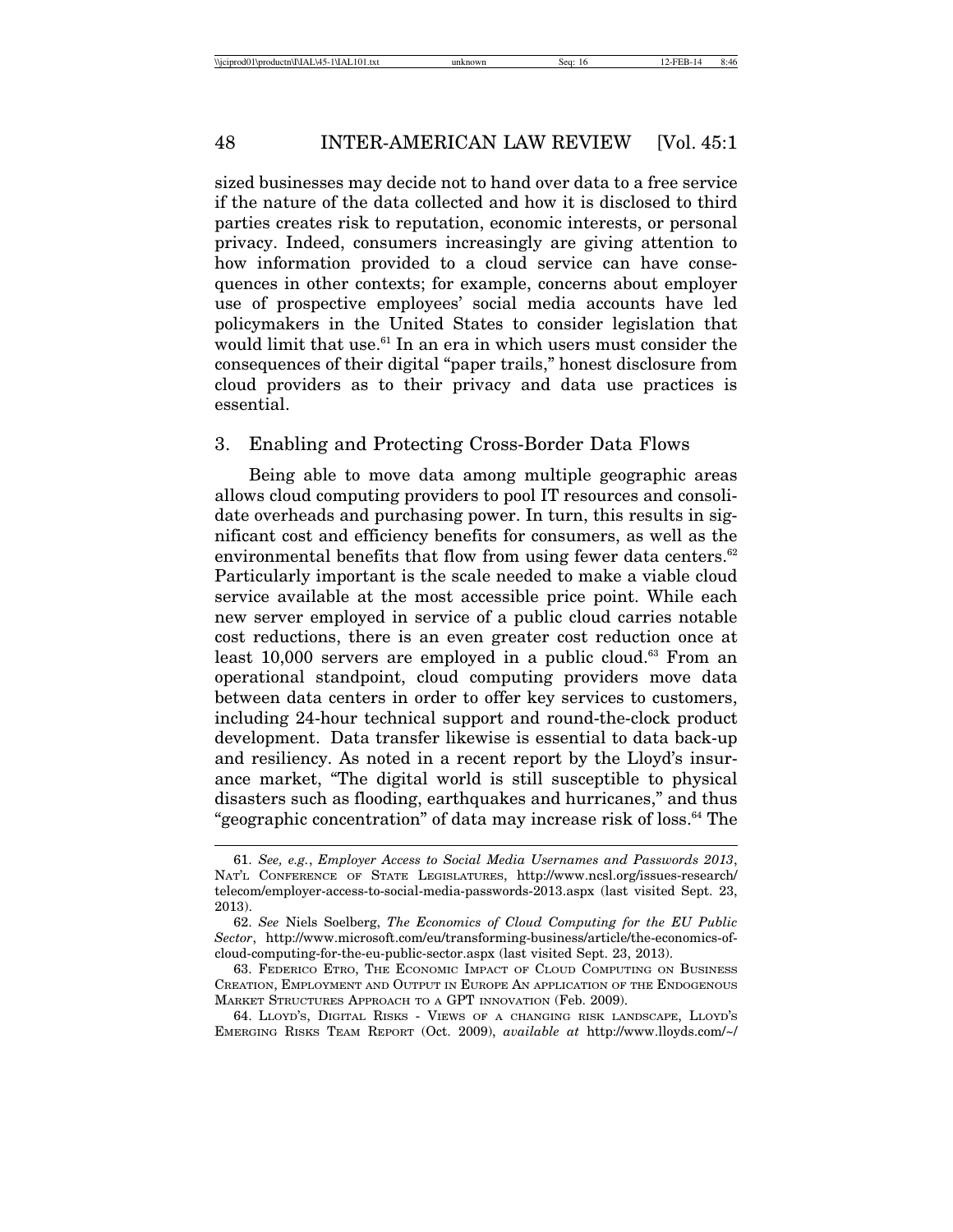sized businesses may decide not to hand over data to a free service if the nature of the data collected and how it is disclosed to third parties creates risk to reputation, economic interests, or personal privacy. Indeed, consumers increasingly are giving attention to how information provided to a cloud service can have consequences in other contexts; for example, concerns about employer use of prospective employees' social media accounts have led policymakers in the United States to consider legislation that would limit that use.[61] In an era in which users must consider the consequences of their digital "paper trails," honest disclosure from cloud providers as to their privacy and data use practices is essential.

### 3. Enabling and Protecting Cross-Border Data Flows

Being able to move data among multiple geographic areas allows cloud computing providers to pool IT resources and consolidate overheads and purchasing power. In turn, this results in significant cost and efficiency benefits for consumers, as well as the environmental benefits that flow from using fewer data centers.[62] Particularly important is the scale needed to make a viable cloud service available at the most accessible price point. While each new server employed in service of a public cloud carries notable cost reductions, there is an even greater cost reduction once at least 10,000 servers are employed in a public cloud.[63] From an operational standpoint, cloud computing providers move data between data centers in order to offer key services to customers, including 24-hour technical support and round-the-clock product development. Data transfer likewise is essential to data back-up and resiliency. As noted in a recent report by the Lloyd's insurance market, "The digital world is still susceptible to physical disasters such as flooding, earthquakes and hurricanes," and thus "geographic concentration" of data may increase risk of loss.[64] The

---

61. *See, e.g.*, *Employer Access to Social Media Usernames and Passwords 2013*, NAT'L CONFERENCE OF STATE LEGISLATURES, http://www.ncsl.org/issues-research/telecom/employer-access-to-social-media-passwords-2013.aspx (last visited Sept. 23, 2013).

62. *See* Niels Soelberg, *The Economics of Cloud Computing for the EU Public Sector*, http://www.microsoft.com/eu/transforming-business/article/the-economics-of-cloud-computing-for-the-eu-public-sector.aspx (last visited Sept. 23, 2013).

63. FEDERICO ETRO, THE ECONOMIC IMPACT OF CLOUD COMPUTING ON BUSINESS CREATION, EMPLOYMENT AND OUTPUT IN EUROPE AN APPLICATION OF THE ENDOGENOUS MARKET STRUCTURES APPROACH TO A GPT INNOVATION (Feb. 2009).

64. LLOYD'S, DIGITAL RISKS - VIEWS OF A CHANGING RISK LANDSCAPE, LLOYD'S EMERGING RISKS TEAM REPORT (Oct. 2009), *available at* http://www.lloyds.com/~/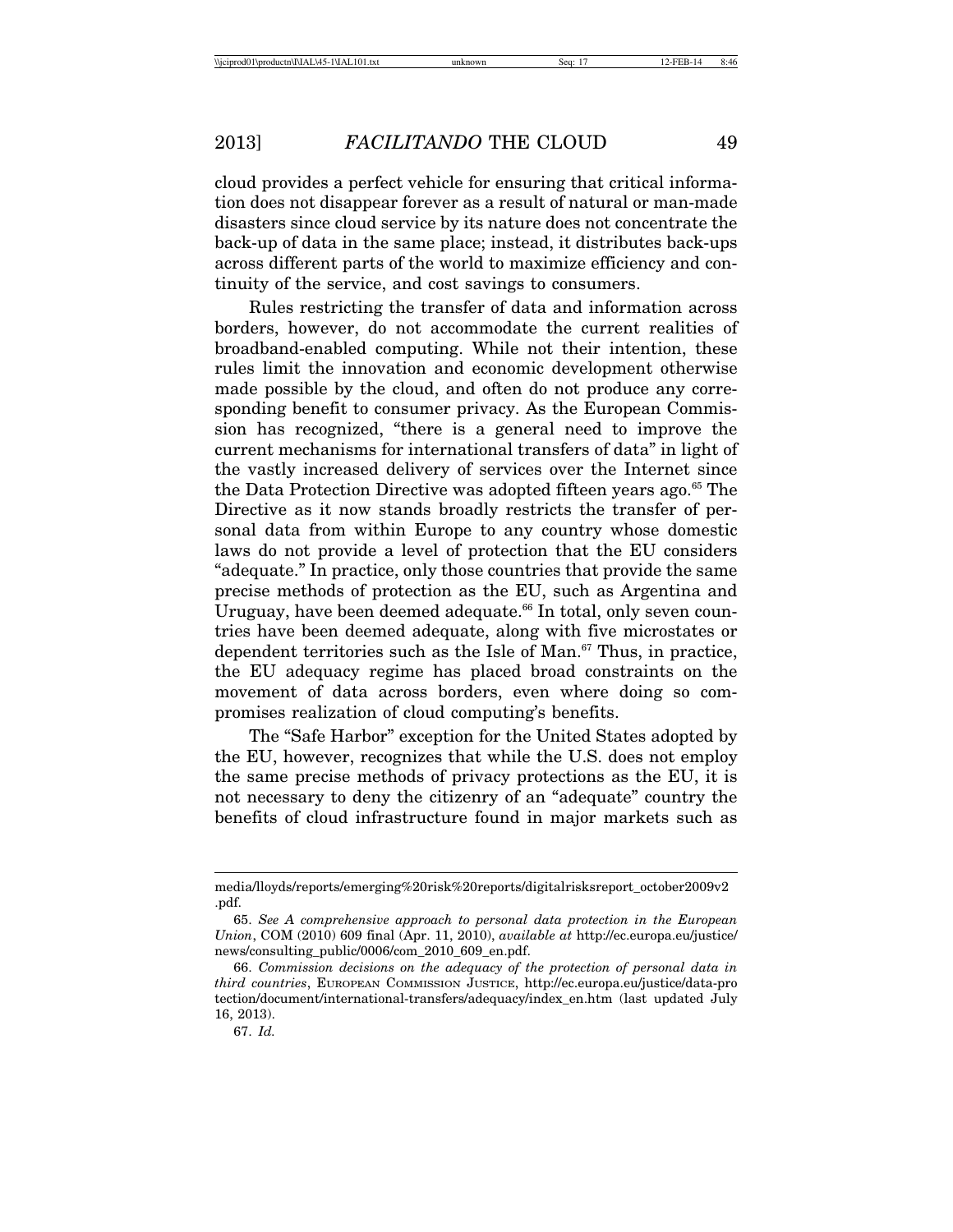cloud provides a perfect vehicle for ensuring that critical information does not disappear forever as a result of natural or man-made disasters since cloud service by its nature does not concentrate the back-up of data in the same place; instead, it distributes back-ups across different parts of the world to maximize efficiency and continuity of the service, and cost savings to consumers.

Rules restricting the transfer of data and information across borders, however, do not accommodate the current realities of broadband-enabled computing. While not their intention, these rules limit the innovation and economic development otherwise made possible by the cloud, and often do not produce any corresponding benefit to consumer privacy. As the European Commission has recognized, "there is a general need to improve the current mechanisms for international transfers of data" in light of the vastly increased delivery of services over the Internet since the Data Protection Directive was adopted fifteen years ago.[65] The Directive as it now stands broadly restricts the transfer of personal data from within Europe to any country whose domestic laws do not provide a level of protection that the EU considers "adequate." In practice, only those countries that provide the same precise methods of protection as the EU, such as Argentina and Uruguay, have been deemed adequate.[66] In total, only seven countries have been deemed adequate, along with five microstates or dependent territories such as the Isle of Man.[67] Thus, in practice, the EU adequacy regime has placed broad constraints on the movement of data across borders, even where doing so compromises realization of cloud computing's benefits.

The "Safe Harbor" exception for the United States adopted by the EU, however, recognizes that while the U.S. does not employ the same precise methods of privacy protections as the EU, it is not necessary to deny the citizenry of an "adequate" country the benefits of cloud infrastructure found in major markets such as

---

media/lloyds/reports/emerging%20risk%20reports/digitalrisksreport_october2009v2.pdf.

65. *See A comprehensive approach to personal data protection in the European Union*, COM (2010) 609 final (Apr. 11, 2010), *available at* http://ec.europa.eu/justice/news/consulting_public/0006/com_2010_609_en.pdf.

66. *Commission decisions on the adequacy of the protection of personal data in third countries*, European Commission Justice, http://ec.europa.eu/justice/data-protection/document/international-transfers/adequacy/index_en.htm (last updated July 16, 2013).

67. *Id.*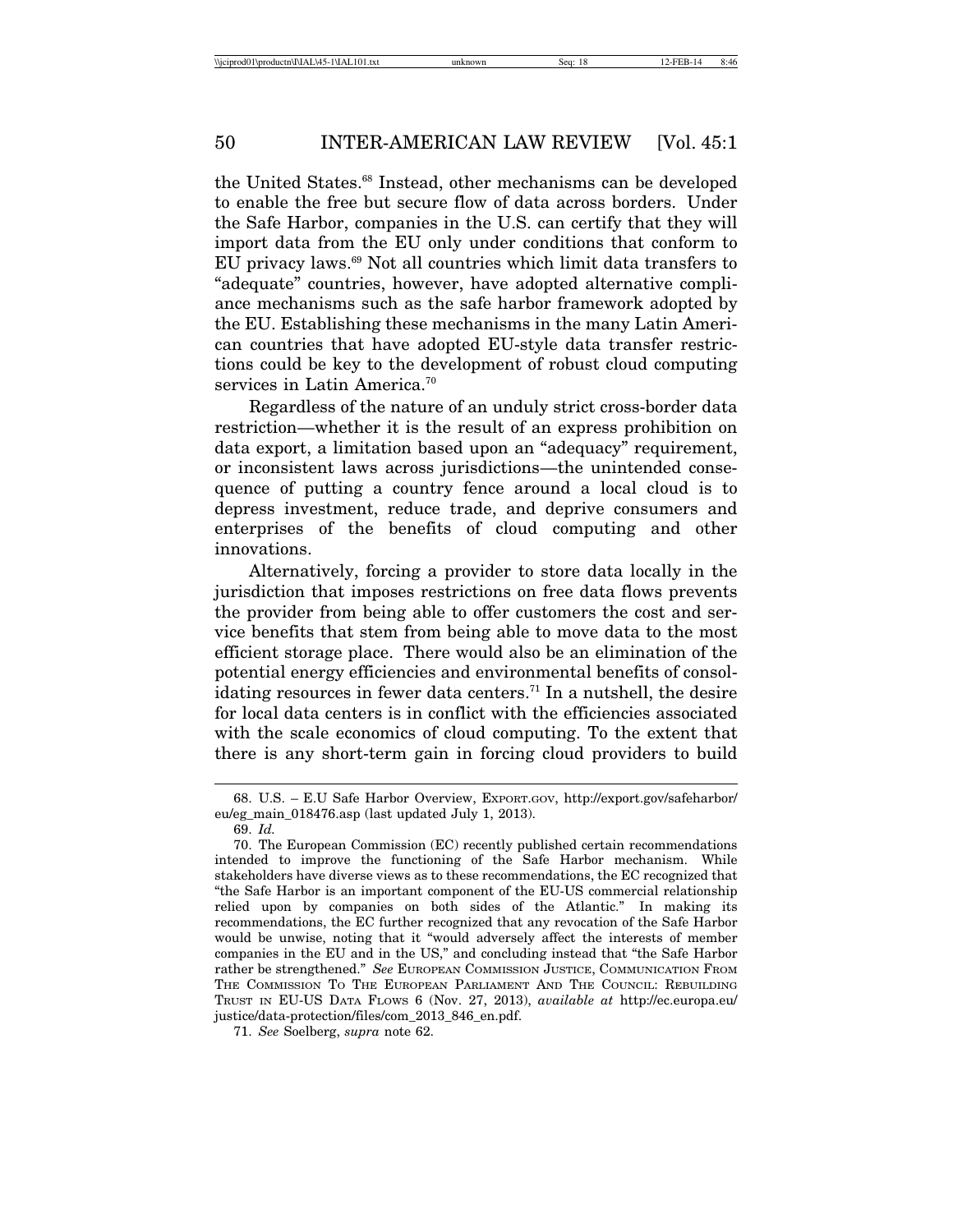the United States.[68] Instead, other mechanisms can be developed to enable the free but secure flow of data across borders. Under the Safe Harbor, companies in the U.S. can certify that they will import data from the EU only under conditions that conform to EU privacy laws.[69] Not all countries which limit data transfers to "adequate" countries, however, have adopted alternative compliance mechanisms such as the safe harbor framework adopted by the EU. Establishing these mechanisms in the many Latin American countries that have adopted EU-style data transfer restrictions could be key to the development of robust cloud computing services in Latin America.[70]

Regardless of the nature of an unduly strict cross-border data restriction—whether it is the result of an express prohibition on data export, a limitation based upon an "adequacy" requirement, or inconsistent laws across jurisdictions—the unintended consequence of putting a country fence around a local cloud is to depress investment, reduce trade, and deprive consumers and enterprises of the benefits of cloud computing and other innovations.

Alternatively, forcing a provider to store data locally in the jurisdiction that imposes restrictions on free data flows prevents the provider from being able to offer customers the cost and service benefits that stem from being able to move data to the most efficient storage place. There would also be an elimination of the potential energy efficiencies and environmental benefits of consolidating resources in fewer data centers.[71] In a nutshell, the desire for local data centers is in conflict with the efficiencies associated with the scale economics of cloud computing. To the extent that there is any short-term gain in forcing cloud providers to build

---

68. U.S. – E.U Safe Harbor Overview, EXPORT.GOV, http://export.gov/safeharbor/eu/eg_main_018476.asp (last updated July 1, 2013).

69. *Id.*

70. The European Commission (EC) recently published certain recommendations intended to improve the functioning of the Safe Harbor mechanism. While stakeholders have diverse views as to these recommendations, the EC recognized that "the Safe Harbor is an important component of the EU-US commercial relationship relied upon by companies on both sides of the Atlantic." In making its recommendations, the EC further recognized that any revocation of the Safe Harbor would be unwise, noting that it "would adversely affect the interests of member companies in the EU and in the US," and concluding instead that "the Safe Harbor rather be strengthened." *See* EUROPEAN COMMISSION JUSTICE, COMMUNICATION FROM THE COMMISSION TO THE EUROPEAN PARLIAMENT AND THE COUNCIL: REBUILDING TRUST IN EU-US DATA FLOWS 6 (Nov. 27, 2013), *available at* http://ec.europa.eu/justice/data-protection/files/com_2013_846_en.pdf.

71. *See* Soelberg, *supra* note 62.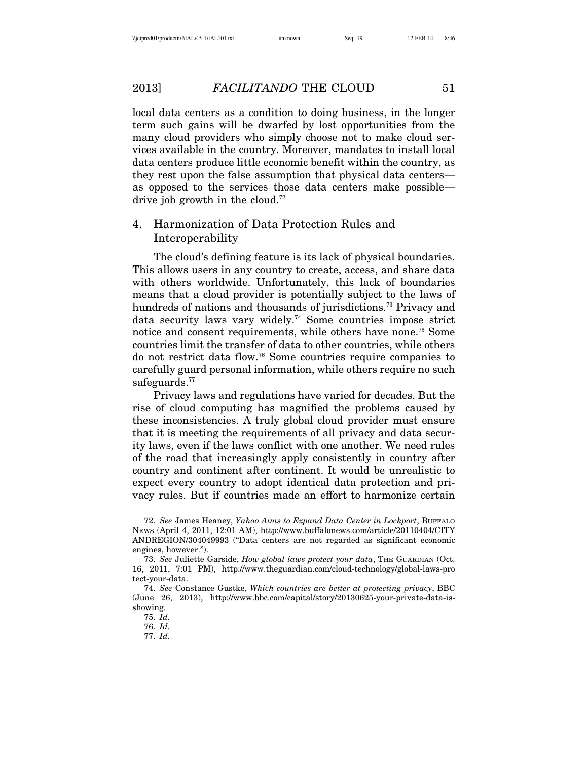local data centers as a condition to doing business, in the longer term such gains will be dwarfed by lost opportunities from the many cloud providers who simply choose not to make cloud services available in the country. Moreover, mandates to install local data centers produce little economic benefit within the country, as they rest upon the false assumption that physical data centers—as opposed to the services those data centers make possible—drive job growth in the cloud.[72]

### 4. Harmonization of Data Protection Rules and Interoperability

The cloud's defining feature is its lack of physical boundaries. This allows users in any country to create, access, and share data with others worldwide. Unfortunately, this lack of boundaries means that a cloud provider is potentially subject to the laws of hundreds of nations and thousands of jurisdictions.[73] Privacy and data security laws vary widely.[74] Some countries impose strict notice and consent requirements, while others have none.[75] Some countries limit the transfer of data to other countries, while others do not restrict data flow.[76] Some countries require companies to carefully guard personal information, while others require no such safeguards.[77]

Privacy laws and regulations have varied for decades. But the rise of cloud computing has magnified the problems caused by these inconsistencies. A truly global cloud provider must ensure that it is meeting the requirements of all privacy and data security laws, even if the laws conflict with one another. We need rules of the road that increasingly apply consistently in country after country and continent after continent. It would be unrealistic to expect every country to adopt identical data protection and privacy rules. But if countries made an effort to harmonize certain

---

72. *See* James Heaney, *Yahoo Aims to Expand Data Center in Lockport*, BUFFALO NEWS (April 4, 2011, 12:01 AM), http://www.buffalonews.com/article/20110404/CITYANDREGION/304049993 ("Data centers are not regarded as significant economic engines, however.").

73. *See* Juliette Garside, *How global laws protect your data*, THE GUARDIAN (Oct. 16, 2011, 7:01 PM), http://www.theguardian.com/cloud-technology/global-laws-protect-your-data.

74. *See* Constance Gustke, *Which countries are better at protecting privacy*, BBC (June 26, 2013), http://www.bbc.com/capital/story/20130625-your-private-data-is-showing.

75. *Id.*

76. *Id.*

77. *Id.*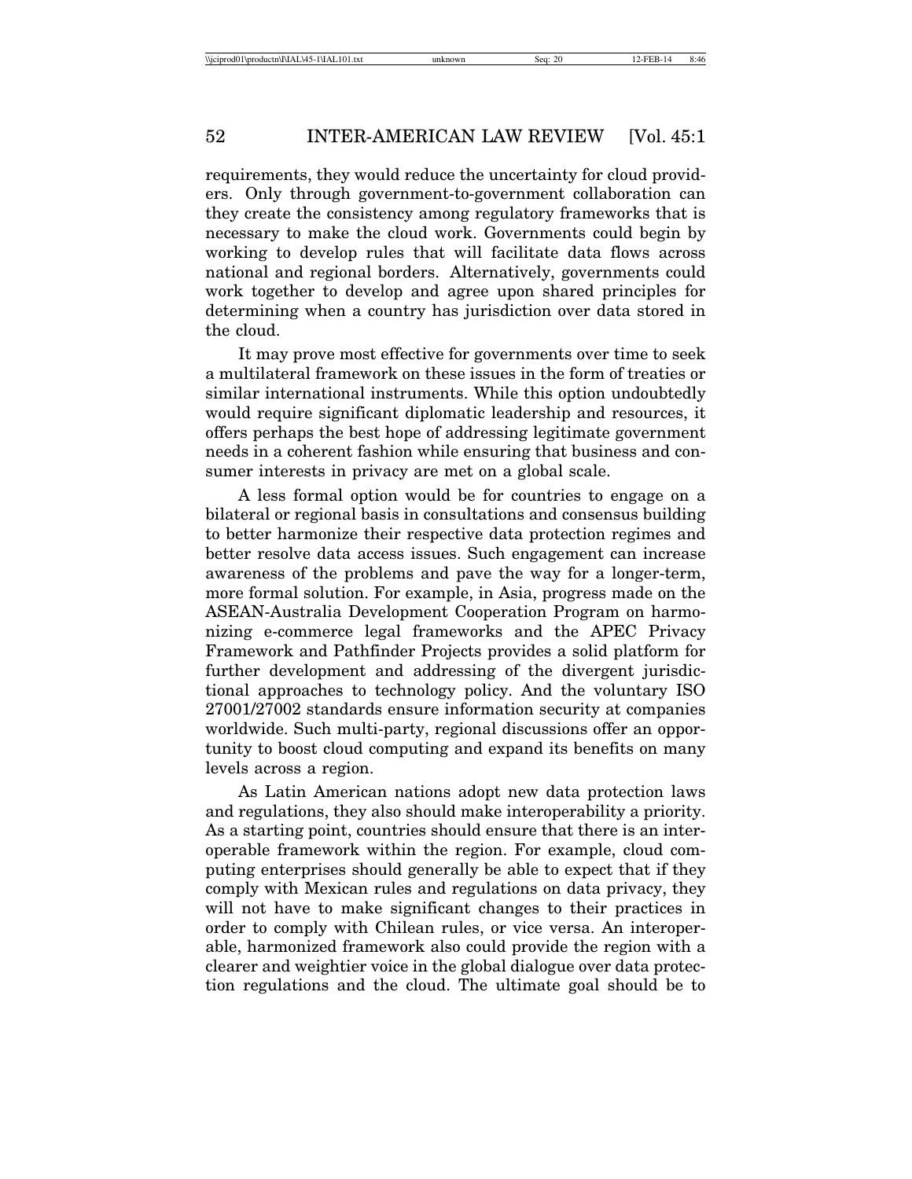requirements, they would reduce the uncertainty for cloud providers. Only through government-to-government collaboration can they create the consistency among regulatory frameworks that is necessary to make the cloud work. Governments could begin by working to develop rules that will facilitate data flows across national and regional borders. Alternatively, governments could work together to develop and agree upon shared principles for determining when a country has jurisdiction over data stored in the cloud.

It may prove most effective for governments over time to seek a multilateral framework on these issues in the form of treaties or similar international instruments. While this option undoubtedly would require significant diplomatic leadership and resources, it offers perhaps the best hope of addressing legitimate government needs in a coherent fashion while ensuring that business and consumer interests in privacy are met on a global scale.

A less formal option would be for countries to engage on a bilateral or regional basis in consultations and consensus building to better harmonize their respective data protection regimes and better resolve data access issues. Such engagement can increase awareness of the problems and pave the way for a longer-term, more formal solution. For example, in Asia, progress made on the ASEAN-Australia Development Cooperation Program on harmonizing e-commerce legal frameworks and the APEC Privacy Framework and Pathfinder Projects provides a solid platform for further development and addressing of the divergent jurisdictional approaches to technology policy. And the voluntary ISO 27001/27002 standards ensure information security at companies worldwide. Such multi-party, regional discussions offer an opportunity to boost cloud computing and expand its benefits on many levels across a region.

As Latin American nations adopt new data protection laws and regulations, they also should make interoperability a priority. As a starting point, countries should ensure that there is an interoperable framework within the region. For example, cloud computing enterprises should generally be able to expect that if they comply with Mexican rules and regulations on data privacy, they will not have to make significant changes to their practices in order to comply with Chilean rules, or vice versa. An interoperable, harmonized framework also could provide the region with a clearer and weightier voice in the global dialogue over data protection regulations and the cloud. The ultimate goal should be to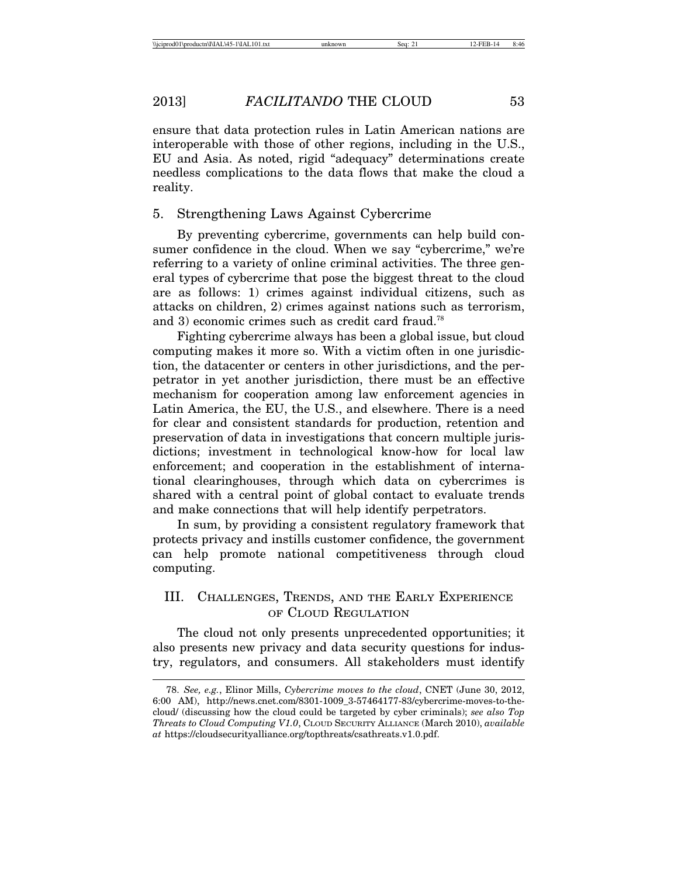ensure that data protection rules in Latin American nations are interoperable with those of other regions, including in the U.S., EU and Asia. As noted, rigid "adequacy" determinations create needless complications to the data flows that make the cloud a reality.

### 5. Strengthening Laws Against Cybercrime

By preventing cybercrime, governments can help build consumer confidence in the cloud. When we say "cybercrime," we're referring to a variety of online criminal activities. The three general types of cybercrime that pose the biggest threat to the cloud are as follows: 1) crimes against individual citizens, such as attacks on children, 2) crimes against nations such as terrorism, and 3) economic crimes such as credit card fraud.[78]

Fighting cybercrime always has been a global issue, but cloud computing makes it more so. With a victim often in one jurisdiction, the datacenter or centers in other jurisdictions, and the perpetrator in yet another jurisdiction, there must be an effective mechanism for cooperation among law enforcement agencies in Latin America, the EU, the U.S., and elsewhere. There is a need for clear and consistent standards for production, retention and preservation of data in investigations that concern multiple jurisdictions; investment in technological know-how for local law enforcement; and cooperation in the establishment of international clearinghouses, through which data on cybercrimes is shared with a central point of global contact to evaluate trends and make connections that will help identify perpetrators.

In sum, by providing a consistent regulatory framework that protects privacy and instills customer confidence, the government can help promote national competitiveness through cloud computing.

## III. Challenges, Trends, and the Early Experience of Cloud Regulation

The cloud not only presents unprecedented opportunities; it also presents new privacy and data security questions for industry, regulators, and consumers. All stakeholders must identify

---

78. *See, e.g.*, Elinor Mills, *Cybercrime moves to the cloud*, CNET (June 30, 2012, 6:00 AM), http://news.cnet.com/8301-1009_3-57464177-83/cybercrime-moves-to-the-cloud/ (discussing how the cloud could be targeted by cyber criminals); *see also Top Threats to Cloud Computing V1.0*, Cloud Security Alliance (March 2010), *available at* https://cloudsecurityalliance.org/topthreats/csathreats.v1.0.pdf.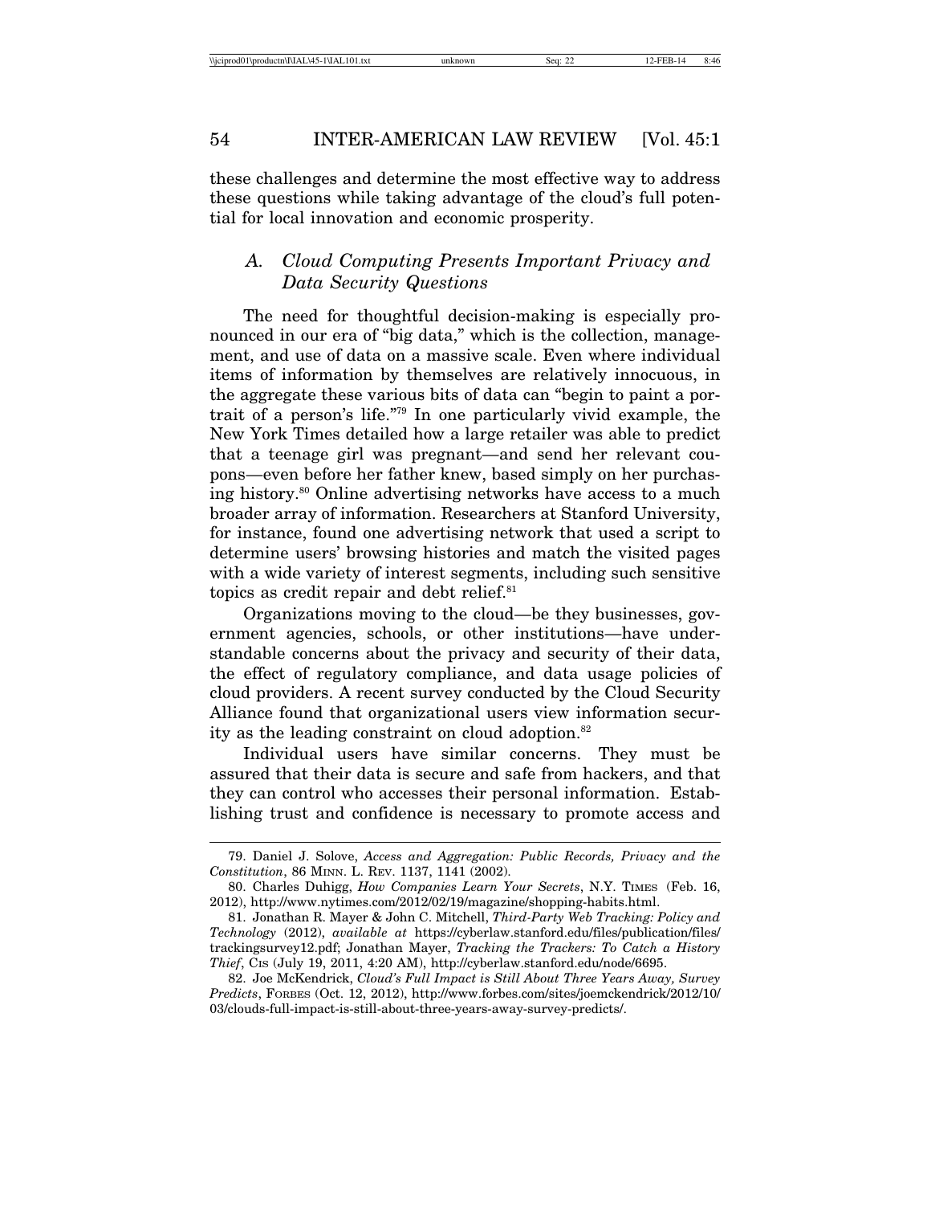these challenges and determine the most effective way to address these questions while taking advantage of the cloud's full potential for local innovation and economic prosperity.

### A. *Cloud Computing Presents Important Privacy and Data Security Questions*

The need for thoughtful decision-making is especially pronounced in our era of "big data," which is the collection, management, and use of data on a massive scale. Even where individual items of information by themselves are relatively innocuous, in the aggregate these various bits of data can "begin to paint a portrait of a person's life."[79] In one particularly vivid example, the New York Times detailed how a large retailer was able to predict that a teenage girl was pregnant—and send her relevant coupons—even before her father knew, based simply on her purchasing history.[80] Online advertising networks have access to a much broader array of information. Researchers at Stanford University, for instance, found one advertising network that used a script to determine users' browsing histories and match the visited pages with a wide variety of interest segments, including such sensitive topics as credit repair and debt relief.[81]

Organizations moving to the cloud—be they businesses, government agencies, schools, or other institutions—have understandable concerns about the privacy and security of their data, the effect of regulatory compliance, and data usage policies of cloud providers. A recent survey conducted by the Cloud Security Alliance found that organizational users view information security as the leading constraint on cloud adoption.[82]

Individual users have similar concerns. They must be assured that their data is secure and safe from hackers, and that they can control who accesses their personal information. Establishing trust and confidence is necessary to promote access and

---

79. Daniel J. Solove, *Access and Aggregation: Public Records, Privacy and the Constitution*, 86 MINN. L. REV. 1137, 1141 (2002).

80. Charles Duhigg, *How Companies Learn Your Secrets*, N.Y. TIMES (Feb. 16, 2012), http://www.nytimes.com/2012/02/19/magazine/shopping-habits.html.

81. Jonathan R. Mayer & John C. Mitchell, *Third-Party Web Tracking: Policy and Technology* (2012), *available at* https://cyberlaw.stanford.edu/files/publication/files/trackingsurvey12.pdf; Jonathan Mayer, *Tracking the Trackers: To Catch a History Thief*, CIS (July 19, 2011, 4:20 AM), http://cyberlaw.stanford.edu/node/6695.

82. Joe McKendrick, *Cloud's Full Impact is Still About Three Years Away, Survey Predicts*, FORBES (Oct. 12, 2012), http://www.forbes.com/sites/joemckendrick/2012/10/03/clouds-full-impact-is-still-about-three-years-away-survey-predicts/.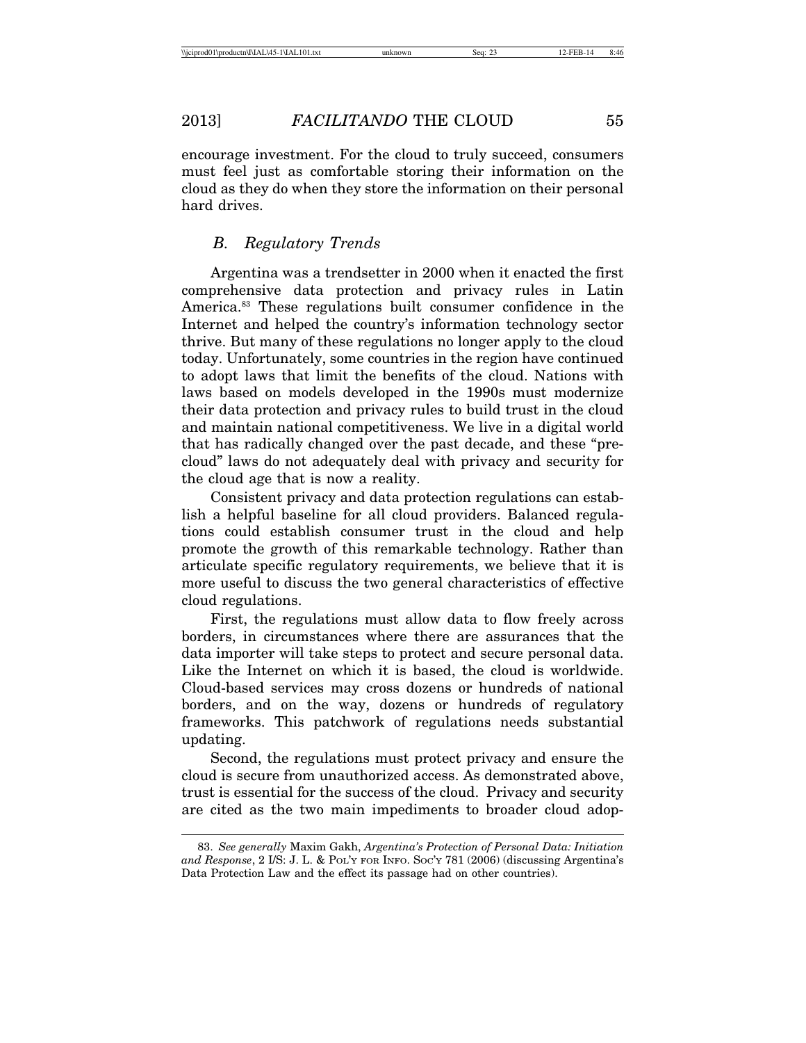encourage investment. For the cloud to truly succeed, consumers must feel just as comfortable storing their information on the cloud as they do when they store the information on their personal hard drives.

### *B. Regulatory Trends*

Argentina was a trendsetter in 2000 when it enacted the first comprehensive data protection and privacy rules in Latin America.[83] These regulations built consumer confidence in the Internet and helped the country's information technology sector thrive. But many of these regulations no longer apply to the cloud today. Unfortunately, some countries in the region have continued to adopt laws that limit the benefits of the cloud. Nations with laws based on models developed in the 1990s must modernize their data protection and privacy rules to build trust in the cloud and maintain national competitiveness. We live in a digital world that has radically changed over the past decade, and these "pre-cloud" laws do not adequately deal with privacy and security for the cloud age that is now a reality.

Consistent privacy and data protection regulations can establish a helpful baseline for all cloud providers. Balanced regulations could establish consumer trust in the cloud and help promote the growth of this remarkable technology. Rather than articulate specific regulatory requirements, we believe that it is more useful to discuss the two general characteristics of effective cloud regulations.

First, the regulations must allow data to flow freely across borders, in circumstances where there are assurances that the data importer will take steps to protect and secure personal data. Like the Internet on which it is based, the cloud is worldwide. Cloud-based services may cross dozens or hundreds of national borders, and on the way, dozens or hundreds of regulatory frameworks. This patchwork of regulations needs substantial updating.

Second, the regulations must protect privacy and ensure the cloud is secure from unauthorized access. As demonstrated above, trust is essential for the success of the cloud. Privacy and security are cited as the two main impediments to broader cloud adop-

---

83. *See generally* Maxim Gakh, *Argentina's Protection of Personal Data: Initiation and Response*, 2 I/S: J. L. & POL'Y FOR INFO. SOC'Y 781 (2006) (discussing Argentina's Data Protection Law and the effect its passage had on other countries).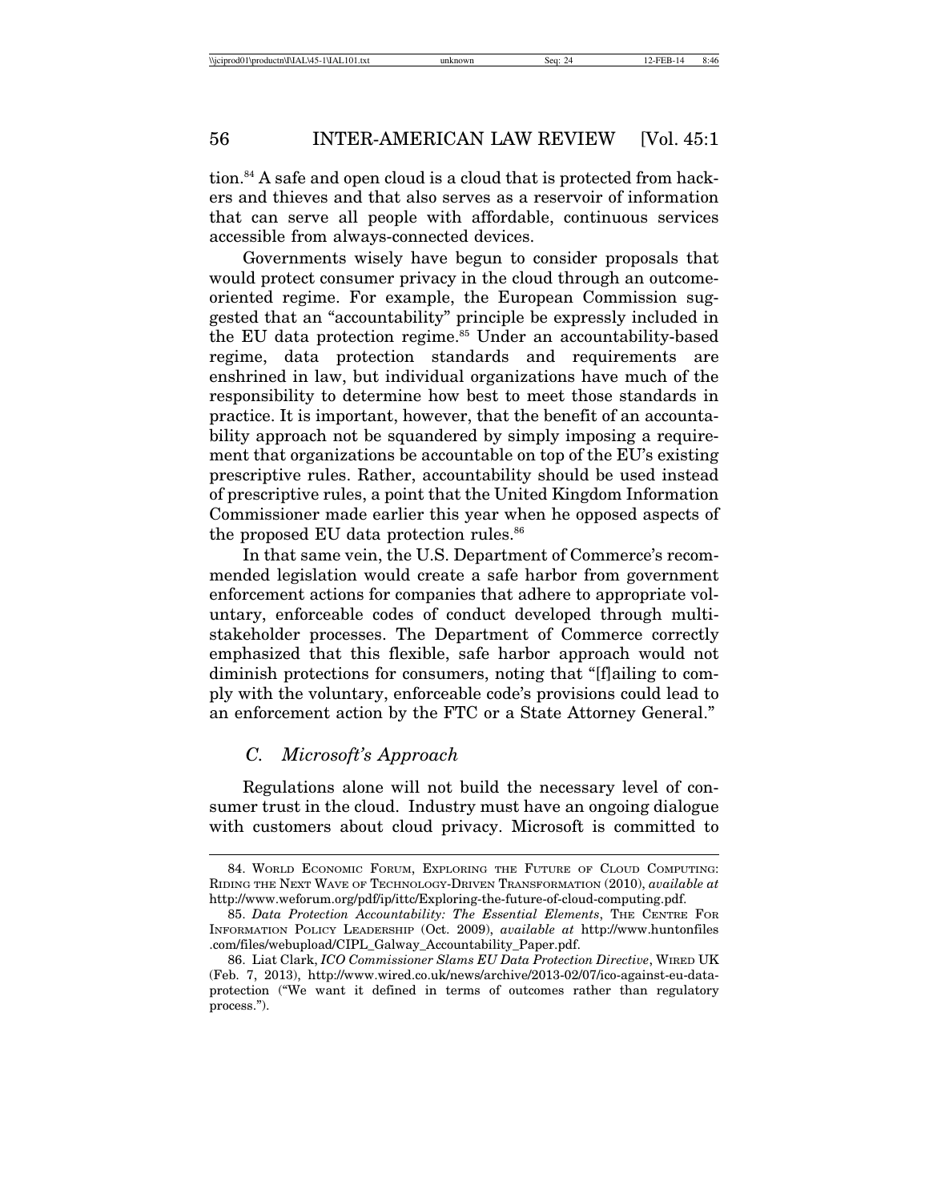tion.[84] A safe and open cloud is a cloud that is protected from hackers and thieves and that also serves as a reservoir of information that can serve all people with affordable, continuous services accessible from always-connected devices.

Governments wisely have begun to consider proposals that would protect consumer privacy in the cloud through an outcome-oriented regime. For example, the European Commission suggested that an "accountability" principle be expressly included in the EU data protection regime.[85] Under an accountability-based regime, data protection standards and requirements are enshrined in law, but individual organizations have much of the responsibility to determine how best to meet those standards in practice. It is important, however, that the benefit of an accountability approach not be squandered by simply imposing a requirement that organizations be accountable on top of the EU's existing prescriptive rules. Rather, accountability should be used instead of prescriptive rules, a point that the United Kingdom Information Commissioner made earlier this year when he opposed aspects of the proposed EU data protection rules.[86]

In that same vein, the U.S. Department of Commerce's recommended legislation would create a safe harbor from government enforcement actions for companies that adhere to appropriate voluntary, enforceable codes of conduct developed through multi-stakeholder processes. The Department of Commerce correctly emphasized that this flexible, safe harbor approach would not diminish protections for consumers, noting that "[f]ailing to comply with the voluntary, enforceable code's provisions could lead to an enforcement action by the FTC or a State Attorney General."

### *C. Microsoft's Approach*

Regulations alone will not build the necessary level of consumer trust in the cloud. Industry must have an ongoing dialogue with customers about cloud privacy. Microsoft is committed to

---

84. World Economic Forum, Exploring the Future of Cloud Computing: Riding the Next Wave of Technology-Driven Transformation (2010), *available at* http://www.weforum.org/pdf/ip/ittc/Exploring-the-future-of-cloud-computing.pdf.

85. *Data Protection Accountability: The Essential Elements*, The Centre For Information Policy Leadership (Oct. 2009), *available at* http://www.huntonfiles.com/files/webupload/CIPL_Galway_Accountability_Paper.pdf.

86. Liat Clark, *ICO Commissioner Slams EU Data Protection Directive*, Wired UK (Feb. 7, 2013), http://www.wired.co.uk/news/archive/2013-02/07/ico-against-eu-data-protection ("We want it defined in terms of outcomes rather than regulatory process.").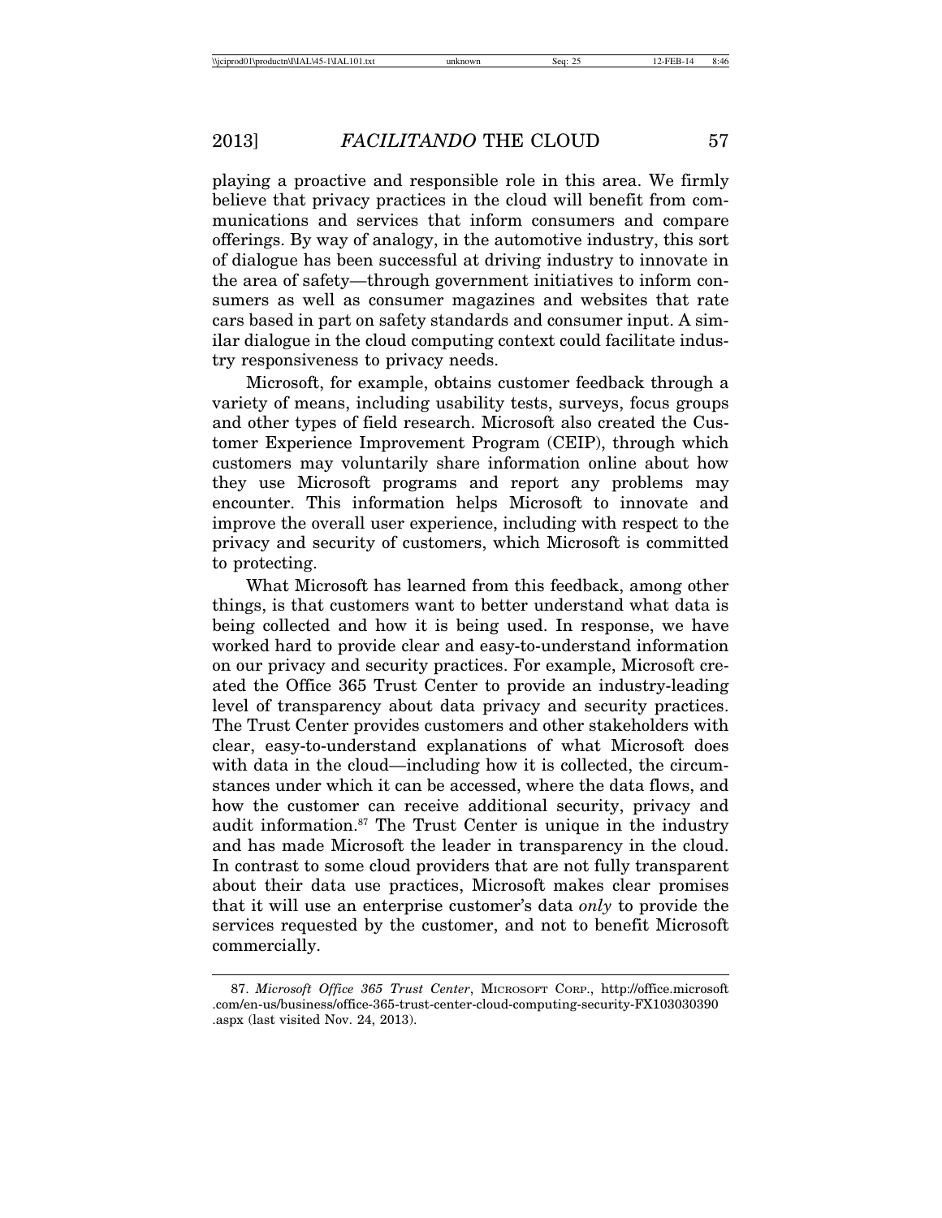playing a proactive and responsible role in this area. We firmly believe that privacy practices in the cloud will benefit from communications and services that inform consumers and compare offerings. By way of analogy, in the automotive industry, this sort of dialogue has been successful at driving industry to innovate in the area of safety—through government initiatives to inform consumers as well as consumer magazines and websites that rate cars based in part on safety standards and consumer input. A similar dialogue in the cloud computing context could facilitate industry responsiveness to privacy needs.

Microsoft, for example, obtains customer feedback through a variety of means, including usability tests, surveys, focus groups and other types of field research. Microsoft also created the Customer Experience Improvement Program (CEIP), through which customers may voluntarily share information online about how they use Microsoft programs and report any problems may encounter. This information helps Microsoft to innovate and improve the overall user experience, including with respect to the privacy and security of customers, which Microsoft is committed to protecting.

What Microsoft has learned from this feedback, among other things, is that customers want to better understand what data is being collected and how it is being used. In response, we have worked hard to provide clear and easy-to-understand information on our privacy and security practices. For example, Microsoft created the Office 365 Trust Center to provide an industry-leading level of transparency about data privacy and security practices. The Trust Center provides customers and other stakeholders with clear, easy-to-understand explanations of what Microsoft does with data in the cloud—including how it is collected, the circumstances under which it can be accessed, where the data flows, and how the customer can receive additional security, privacy and audit information.[87] The Trust Center is unique in the industry and has made Microsoft the leader in transparency in the cloud. In contrast to some cloud providers that are not fully transparent about their data use practices, Microsoft makes clear promises that it will use an enterprise customer's data *only* to provide the services requested by the customer, and not to benefit Microsoft commercially.

---

87. *Microsoft Office 365 Trust Center*, MICROSOFT CORP., http://office.microsoft.com/en-us/business/office-365-trust-center-cloud-computing-security-FX103030390.aspx (last visited Nov. 24, 2013).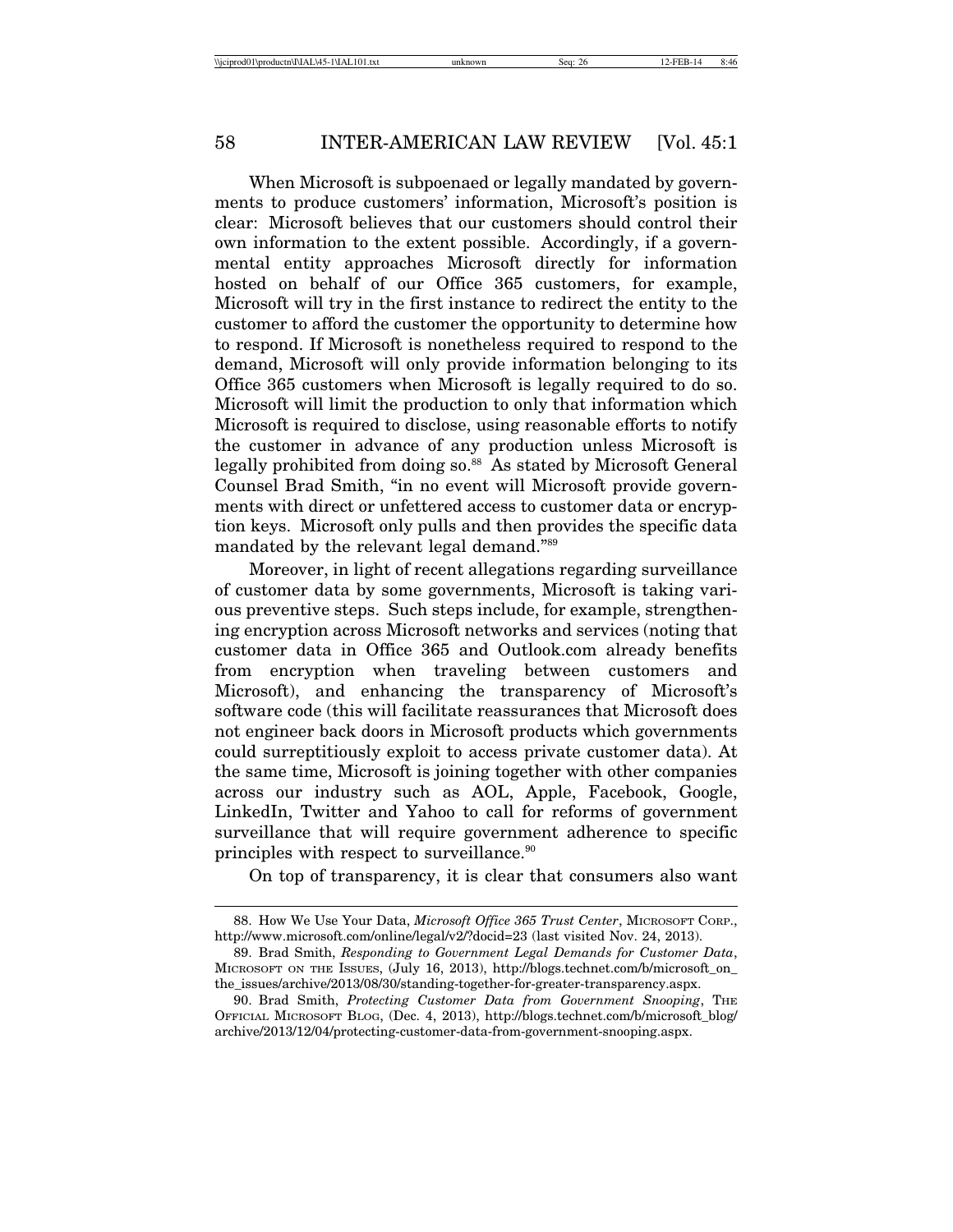When Microsoft is subpoenaed or legally mandated by governments to produce customers' information, Microsoft's position is clear: Microsoft believes that our customers should control their own information to the extent possible. Accordingly, if a governmental entity approaches Microsoft directly for information hosted on behalf of our Office 365 customers, for example, Microsoft will try in the first instance to redirect the entity to the customer to afford the customer the opportunity to determine how to respond. If Microsoft is nonetheless required to respond to the demand, Microsoft will only provide information belonging to its Office 365 customers when Microsoft is legally required to do so. Microsoft will limit the production to only that information which Microsoft is required to disclose, using reasonable efforts to notify the customer in advance of any production unless Microsoft is legally prohibited from doing so.[88] As stated by Microsoft General Counsel Brad Smith, "in no event will Microsoft provide governments with direct or unfettered access to customer data or encryption keys. Microsoft only pulls and then provides the specific data mandated by the relevant legal demand."[89]

Moreover, in light of recent allegations regarding surveillance of customer data by some governments, Microsoft is taking various preventive steps. Such steps include, for example, strengthening encryption across Microsoft networks and services (noting that customer data in Office 365 and Outlook.com already benefits from encryption when traveling between customers and Microsoft), and enhancing the transparency of Microsoft's software code (this will facilitate reassurances that Microsoft does not engineer back doors in Microsoft products which governments could surreptitiously exploit to access private customer data). At the same time, Microsoft is joining together with other companies across our industry such as AOL, Apple, Facebook, Google, LinkedIn, Twitter and Yahoo to call for reforms of government surveillance that will require government adherence to specific principles with respect to surveillance.[90]

On top of transparency, it is clear that consumers also want

---

88. How We Use Your Data, *Microsoft Office 365 Trust Center*, MICROSOFT CORP., http://www.microsoft.com/online/legal/v2/?docid=23 (last visited Nov. 24, 2013).

89. Brad Smith, *Responding to Government Legal Demands for Customer Data*, MICROSOFT ON THE ISSUES, (July 16, 2013), http://blogs.technet.com/b/microsoft_on_the_issues/archive/2013/08/30/standing-together-for-greater-transparency.aspx.

90. Brad Smith, *Protecting Customer Data from Government Snooping*, THE OFFICIAL MICROSOFT BLOG, (Dec. 4, 2013), http://blogs.technet.com/b/microsoft_blog/archive/2013/12/04/protecting-customer-data-from-government-snooping.aspx.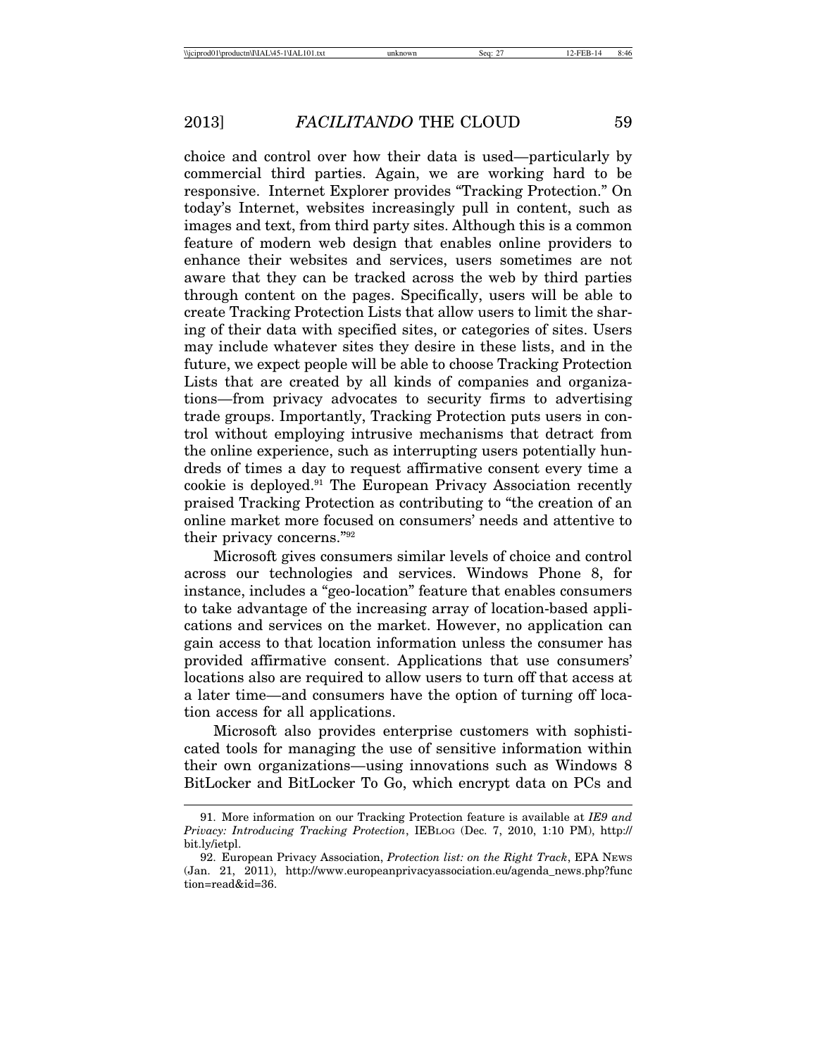choice and control over how their data is used—particularly by commercial third parties. Again, we are working hard to be responsive. Internet Explorer provides "Tracking Protection." On today's Internet, websites increasingly pull in content, such as images and text, from third party sites. Although this is a common feature of modern web design that enables online providers to enhance their websites and services, users sometimes are not aware that they can be tracked across the web by third parties through content on the pages. Specifically, users will be able to create Tracking Protection Lists that allow users to limit the sharing of their data with specified sites, or categories of sites. Users may include whatever sites they desire in these lists, and in the future, we expect people will be able to choose Tracking Protection Lists that are created by all kinds of companies and organizations—from privacy advocates to security firms to advertising trade groups. Importantly, Tracking Protection puts users in control without employing intrusive mechanisms that detract from the online experience, such as interrupting users potentially hundreds of times a day to request affirmative consent every time a cookie is deployed.[91] The European Privacy Association recently praised Tracking Protection as contributing to "the creation of an online market more focused on consumers' needs and attentive to their privacy concerns."[92]

Microsoft gives consumers similar levels of choice and control across our technologies and services. Windows Phone 8, for instance, includes a "geo-location" feature that enables consumers to take advantage of the increasing array of location-based applications and services on the market. However, no application can gain access to that location information unless the consumer has provided affirmative consent. Applications that use consumers' locations also are required to allow users to turn off that access at a later time—and consumers have the option of turning off location access for all applications.

Microsoft also provides enterprise customers with sophisticated tools for managing the use of sensitive information within their own organizations—using innovations such as Windows 8 BitLocker and BitLocker To Go, which encrypt data on PCs and

---

91. More information on our Tracking Protection feature is available at *IE9 and Privacy: Introducing Tracking Protection*, IEBLOG (Dec. 7, 2010, 1:10 PM), http://bit.ly/ietpl.

92. European Privacy Association, *Protection list: on the Right Track*, EPA NEWS (Jan. 21, 2011), http://www.europeanprivacyassociation.eu/agenda_news.php?function=read&id=36.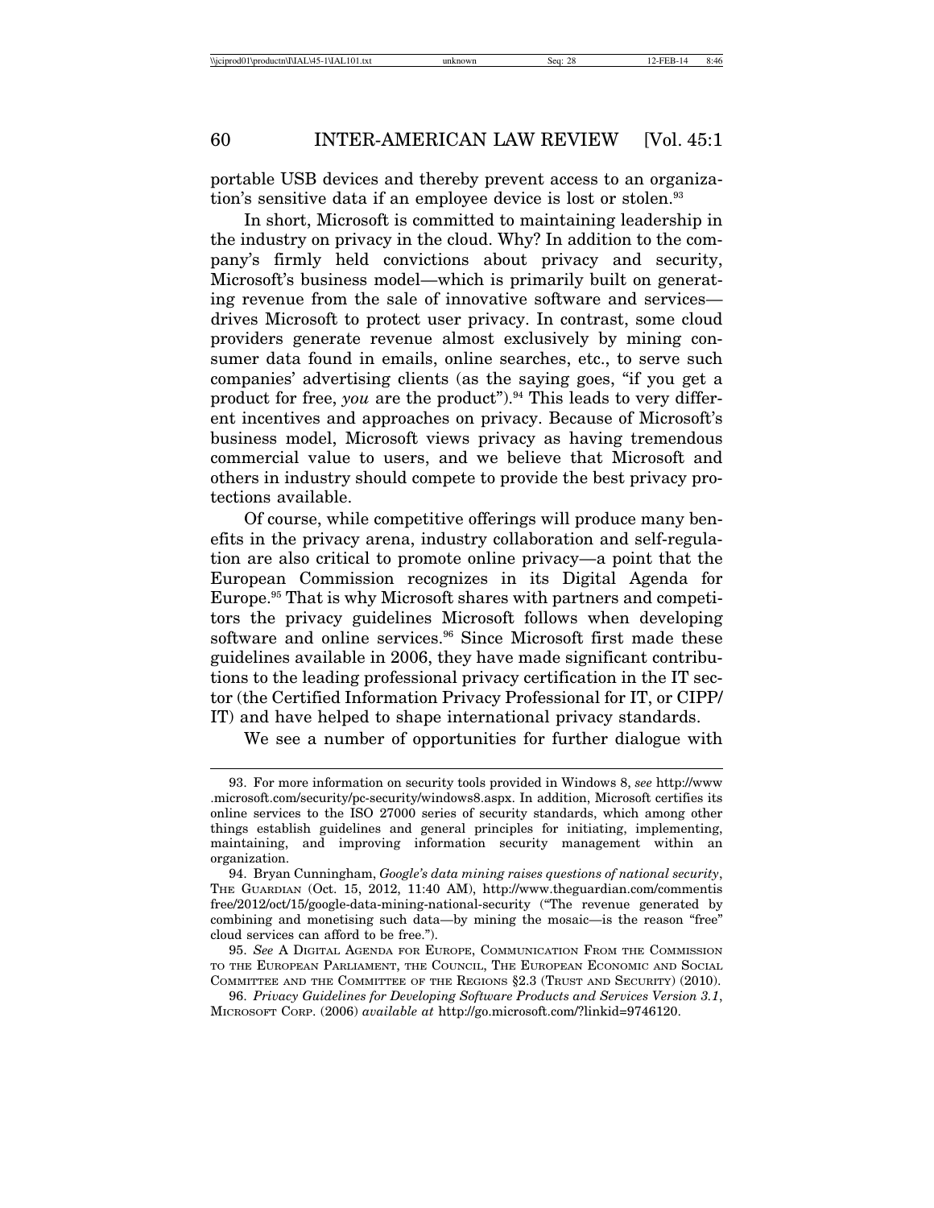portable USB devices and thereby prevent access to an organization's sensitive data if an employee device is lost or stolen.[93]

In short, Microsoft is committed to maintaining leadership in the industry on privacy in the cloud. Why? In addition to the company's firmly held convictions about privacy and security, Microsoft's business model—which is primarily built on generating revenue from the sale of innovative software and services—drives Microsoft to protect user privacy. In contrast, some cloud providers generate revenue almost exclusively by mining consumer data found in emails, online searches, etc., to serve such companies' advertising clients (as the saying goes, "if you get a product for free, *you* are the product").[94] This leads to very different incentives and approaches on privacy. Because of Microsoft's business model, Microsoft views privacy as having tremendous commercial value to users, and we believe that Microsoft and others in industry should compete to provide the best privacy protections available.

Of course, while competitive offerings will produce many benefits in the privacy arena, industry collaboration and self-regulation are also critical to promote online privacy—a point that the European Commission recognizes in its Digital Agenda for Europe.[95] That is why Microsoft shares with partners and competitors the privacy guidelines Microsoft follows when developing software and online services.[96] Since Microsoft first made these guidelines available in 2006, they have made significant contributions to the leading professional privacy certification in the IT sector (the Certified Information Privacy Professional for IT, or CIPP/IT) and have helped to shape international privacy standards.

We see a number of opportunities for further dialogue with

---

93. For more information on security tools provided in Windows 8, *see* http://www.microsoft.com/security/pc-security/windows8.aspx. In addition, Microsoft certifies its online services to the ISO 27000 series of security standards, which among other things establish guidelines and general principles for initiating, implementing, maintaining, and improving information security management within an organization.

94. Bryan Cunningham, *Google's data mining raises questions of national security*, THE GUARDIAN (Oct. 15, 2012, 11:40 AM), http://www.theguardian.com/commentisfree/2012/oct/15/google-data-mining-national-security ("The revenue generated by combining and monetising such data—by mining the mosaic—is the reason "free" cloud services can afford to be free.").

95. *See* A DIGITAL AGENDA FOR EUROPE, COMMUNICATION FROM THE COMMISSION TO THE EUROPEAN PARLIAMENT, THE COUNCIL, THE EUROPEAN ECONOMIC AND SOCIAL COMMITTEE AND THE COMMITTEE OF THE REGIONS §2.3 (TRUST AND SECURITY) (2010).

96. *Privacy Guidelines for Developing Software Products and Services Version 3.1*, MICROSOFT CORP. (2006) *available at* http://go.microsoft.com/?linkid=9746120.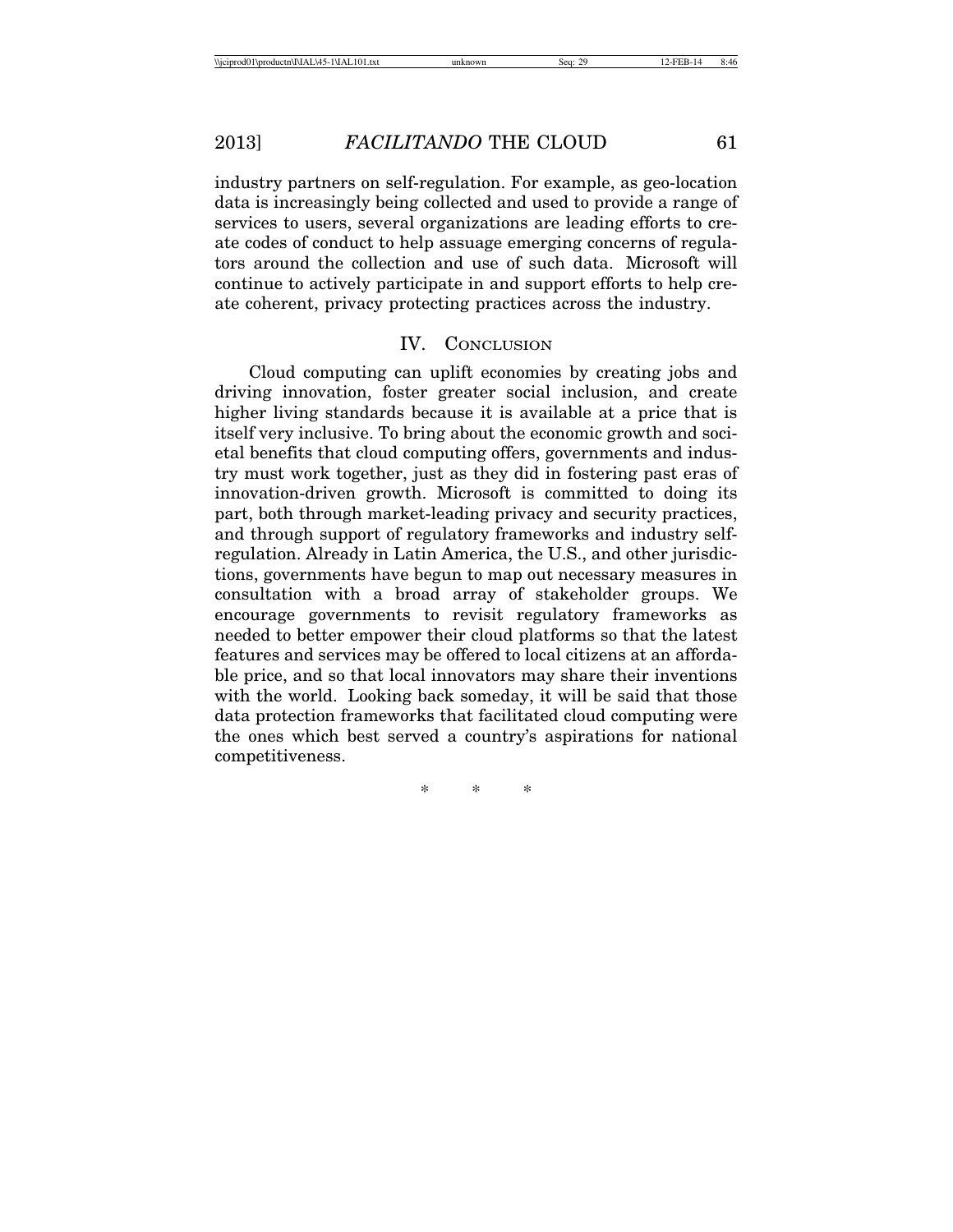industry partners on self-regulation. For example, as geo-location data is increasingly being collected and used to provide a range of services to users, several organizations are leading efforts to create codes of conduct to help assuage emerging concerns of regulators around the collection and use of such data. Microsoft will continue to actively participate in and support efforts to help create coherent, privacy protecting practices across the industry.

## IV. Conclusion

Cloud computing can uplift economies by creating jobs and driving innovation, foster greater social inclusion, and create higher living standards because it is available at a price that is itself very inclusive. To bring about the economic growth and societal benefits that cloud computing offers, governments and industry must work together, just as they did in fostering past eras of innovation-driven growth. Microsoft is committed to doing its part, both through market-leading privacy and security practices, and through support of regulatory frameworks and industry self-regulation. Already in Latin America, the U.S., and other jurisdictions, governments have begun to map out necessary measures in consultation with a broad array of stakeholder groups. We encourage governments to revisit regulatory frameworks as needed to better empower their cloud platforms so that the latest features and services may be offered to local citizens at an affordable price, and so that local innovators may share their inventions with the world. Looking back someday, it will be said that those data protection frameworks that facilitated cloud computing were the ones which best served a country's aspirations for national competitiveness.

\* \* \*